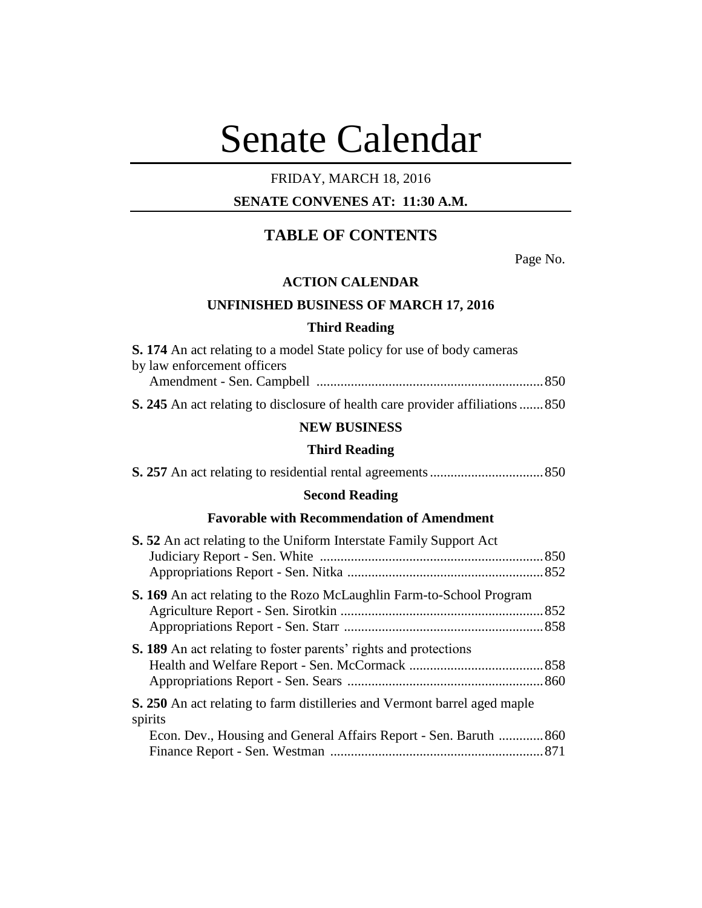# Senate Calendar

FRIDAY, MARCH 18, 2016

**SENATE CONVENES AT: 11:30 A.M.**

## TABLE OF CONTENTS

Page No.

### ACTION CALENDAR

### UNFINISHED BUSINESS OF MARCH 17, 2016

#### Third Reading

**S. 174** An act relating to a model State policy for use of body cameras by law enforcement officers
Amendment - Sen. Campbell ..................................................................850

**S. 245** An act relating to disclosure of health care provider affiliations .......850

### NEW BUSINESS

#### Third Reading

**S. 257** An act relating to residential rental agreements.................................850

#### Second Reading

#### Favorable with Recommendation of Amendment

**S. 52** An act relating to the Uniform Interstate Family Support Act
Judiciary Report - Sen. White .................................................................850
Appropriations Report - Sen. Nitka .........................................................852

**S. 169** An act relating to the Rozo McLaughlin Farm-to-School Program
Agriculture Report - Sen. Sirotkin ...........................................................852
Appropriations Report - Sen. Starr ..........................................................858

**S. 189** An act relating to foster parents' rights and protections
Health and Welfare Report - Sen. McCormack .......................................858
Appropriations Report - Sen. Sears .........................................................860

**S. 250** An act relating to farm distilleries and Vermont barrel aged maple spirits
Econ. Dev., Housing and General Affairs Report - Sen. Baruth .............860
Finance Report - Sen. Westman .............................................................871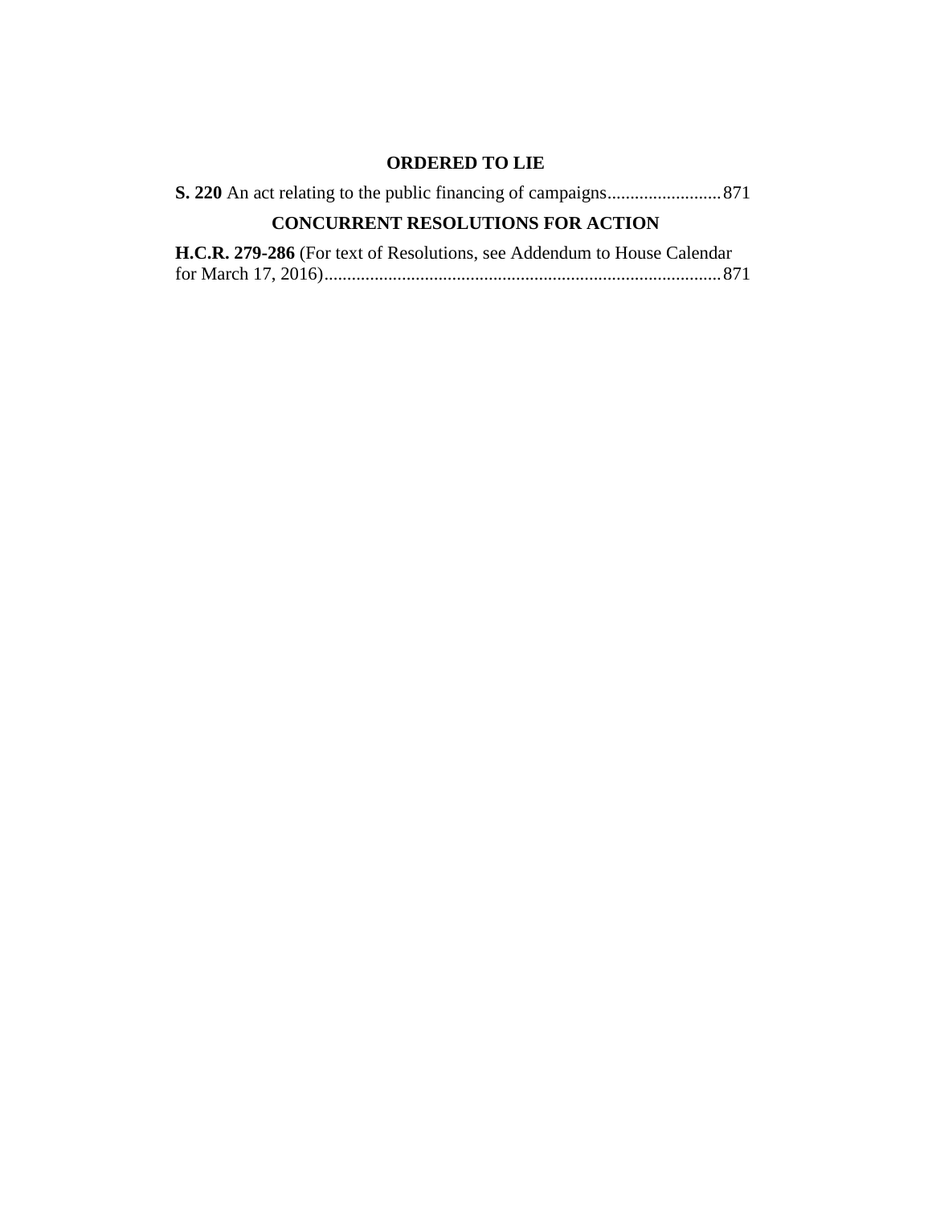## ORDERED TO LIE

**S. 220** An act relating to the public financing of campaigns......................... 871

## CONCURRENT RESOLUTIONS FOR ACTION

**H.C.R. 279-286** (For text of Resolutions, see Addendum to House Calendar for March 17, 2016)...................................................................................... 871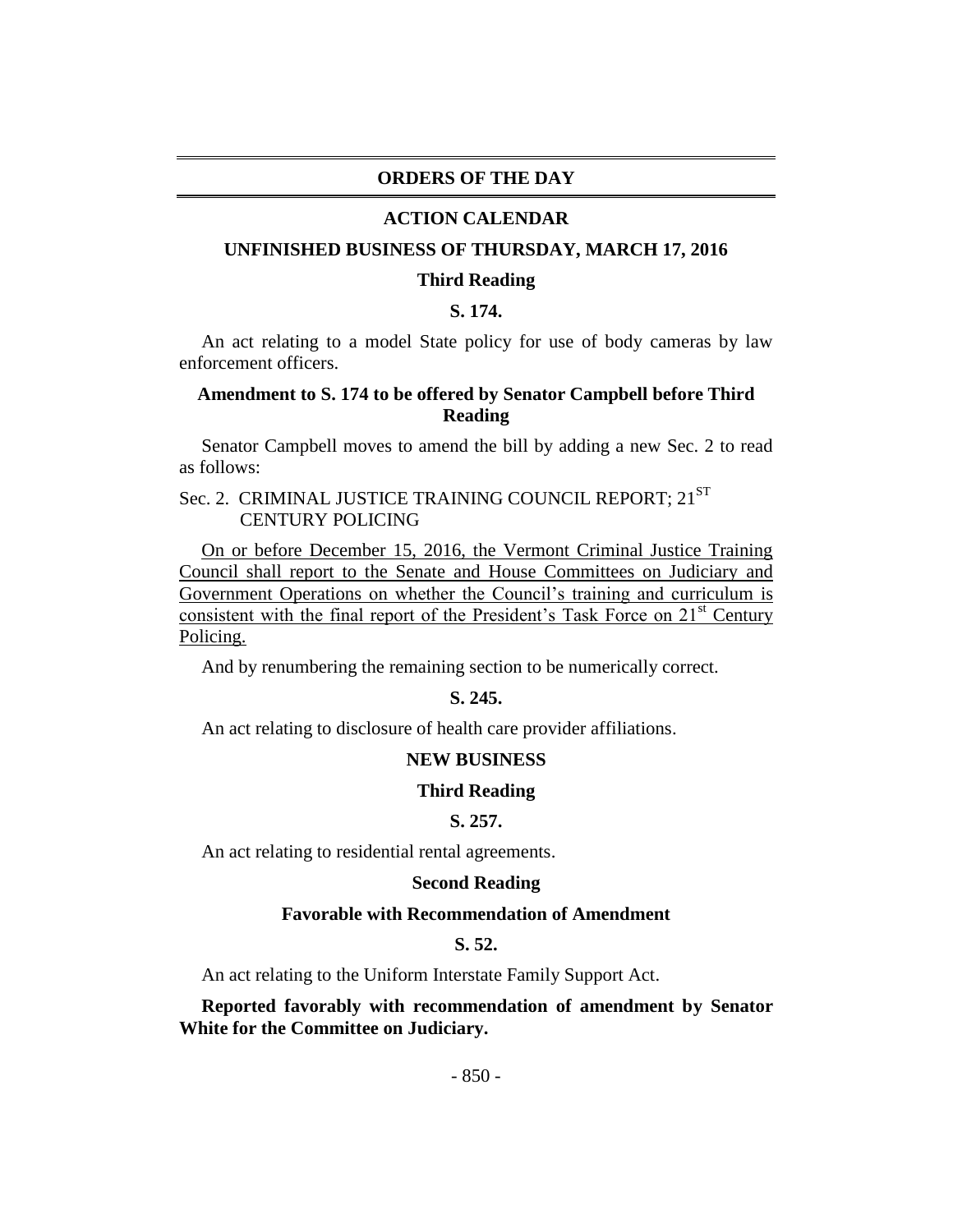## ORDERS OF THE DAY

### ACTION CALENDAR

### UNFINISHED BUSINESS OF THURSDAY, MARCH 17, 2016

#### Third Reading

**S. 174.**

An act relating to a model State policy for use of body cameras by law enforcement officers.

**Amendment to S. 174 to be offered by Senator Campbell before Third Reading**

Senator Campbell moves to amend the bill by adding a new Sec. 2 to read as follows:

Sec. 2. CRIMINAL JUSTICE TRAINING COUNCIL REPORT; 21ST CENTURY POLICING

On or before December 15, 2016, the Vermont Criminal Justice Training Council shall report to the Senate and House Committees on Judiciary and Government Operations on whether the Council's training and curriculum is consistent with the final report of the President's Task Force on 21st Century Policing.

And by renumbering the remaining section to be numerically correct.

**S. 245.**

An act relating to disclosure of health care provider affiliations.

### NEW BUSINESS

#### Third Reading

**S. 257.**

An act relating to residential rental agreements.

#### Second Reading

#### Favorable with Recommendation of Amendment

**S. 52.**

An act relating to the Uniform Interstate Family Support Act.

**Reported favorably with recommendation of amendment by Senator White for the Committee on Judiciary.**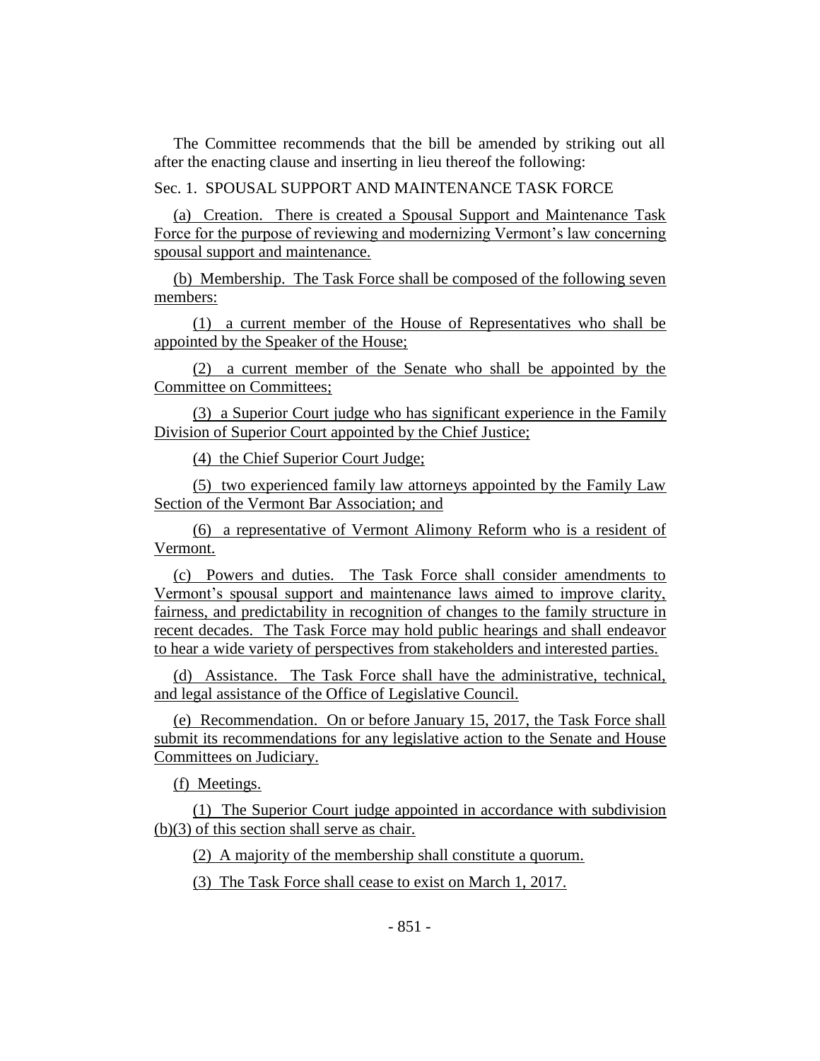The Committee recommends that the bill be amended by striking out all after the enacting clause and inserting in lieu thereof the following:

Sec. 1. SPOUSAL SUPPORT AND MAINTENANCE TASK FORCE

(a) Creation. There is created a Spousal Support and Maintenance Task Force for the purpose of reviewing and modernizing Vermont's law concerning spousal support and maintenance.

(b) Membership. The Task Force shall be composed of the following seven members:

(1) a current member of the House of Representatives who shall be appointed by the Speaker of the House;

(2) a current member of the Senate who shall be appointed by the Committee on Committees;

(3) a Superior Court judge who has significant experience in the Family Division of Superior Court appointed by the Chief Justice;

(4) the Chief Superior Court Judge;

(5) two experienced family law attorneys appointed by the Family Law Section of the Vermont Bar Association; and

(6) a representative of Vermont Alimony Reform who is a resident of Vermont.

(c) Powers and duties. The Task Force shall consider amendments to Vermont's spousal support and maintenance laws aimed to improve clarity, fairness, and predictability in recognition of changes to the family structure in recent decades. The Task Force may hold public hearings and shall endeavor to hear a wide variety of perspectives from stakeholders and interested parties.

(d) Assistance. The Task Force shall have the administrative, technical, and legal assistance of the Office of Legislative Council.

(e) Recommendation. On or before January 15, 2017, the Task Force shall submit its recommendations for any legislative action to the Senate and House Committees on Judiciary.

(f) Meetings.

(1) The Superior Court judge appointed in accordance with subdivision (b)(3) of this section shall serve as chair.

(2) A majority of the membership shall constitute a quorum.

(3) The Task Force shall cease to exist on March 1, 2017.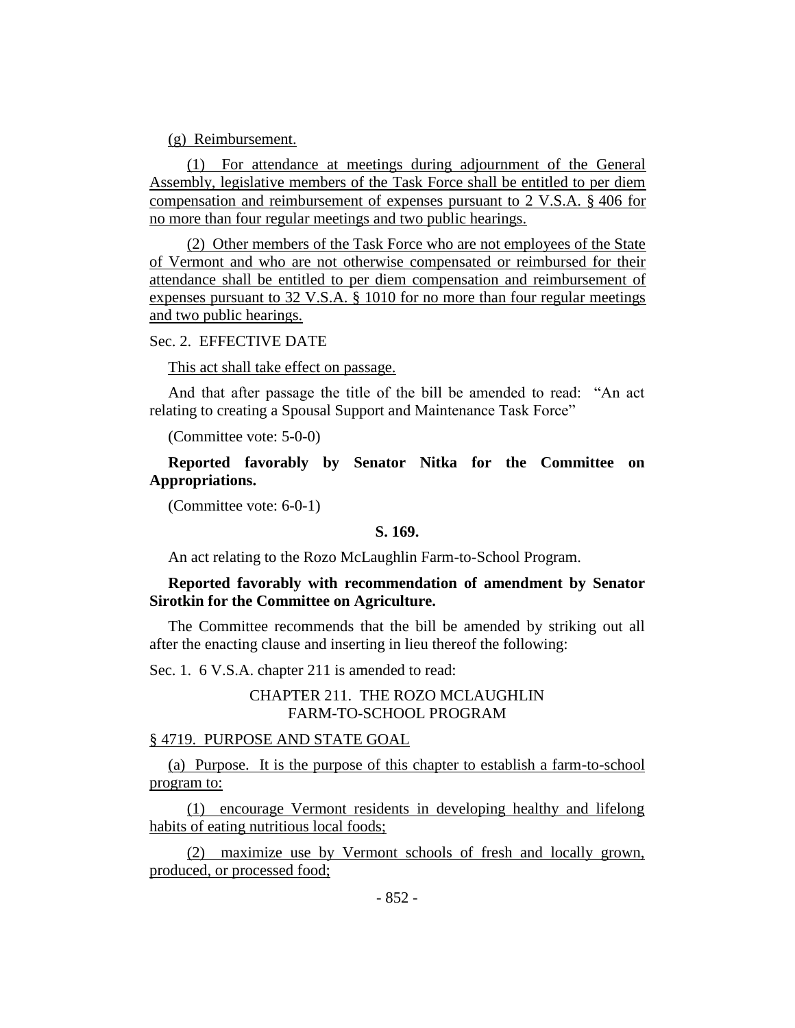(g) Reimbursement.

(1) For attendance at meetings during adjournment of the General Assembly, legislative members of the Task Force shall be entitled to per diem compensation and reimbursement of expenses pursuant to 2 V.S.A. § 406 for no more than four regular meetings and two public hearings.

(2) Other members of the Task Force who are not employees of the State of Vermont and who are not otherwise compensated or reimbursed for their attendance shall be entitled to per diem compensation and reimbursement of expenses pursuant to 32 V.S.A. § 1010 for no more than four regular meetings and two public hearings.

Sec. 2. EFFECTIVE DATE

This act shall take effect on passage.

And that after passage the title of the bill be amended to read: "An act relating to creating a Spousal Support and Maintenance Task Force"

(Committee vote: 5-0-0)

**Reported favorably by Senator Nitka for the Committee on Appropriations.**

(Committee vote: 6-0-1)

**S. 169.**

An act relating to the Rozo McLaughlin Farm-to-School Program.

**Reported favorably with recommendation of amendment by Senator Sirotkin for the Committee on Agriculture.**

The Committee recommends that the bill be amended by striking out all after the enacting clause and inserting in lieu thereof the following:

Sec. 1. 6 V.S.A. chapter 211 is amended to read:

CHAPTER 211. THE ROZO MCLAUGHLIN FARM-TO-SCHOOL PROGRAM

§ 4719. PURPOSE AND STATE GOAL

(a) Purpose. It is the purpose of this chapter to establish a farm-to-school program to:

(1) encourage Vermont residents in developing healthy and lifelong habits of eating nutritious local foods;

(2) maximize use by Vermont schools of fresh and locally grown, produced, or processed food;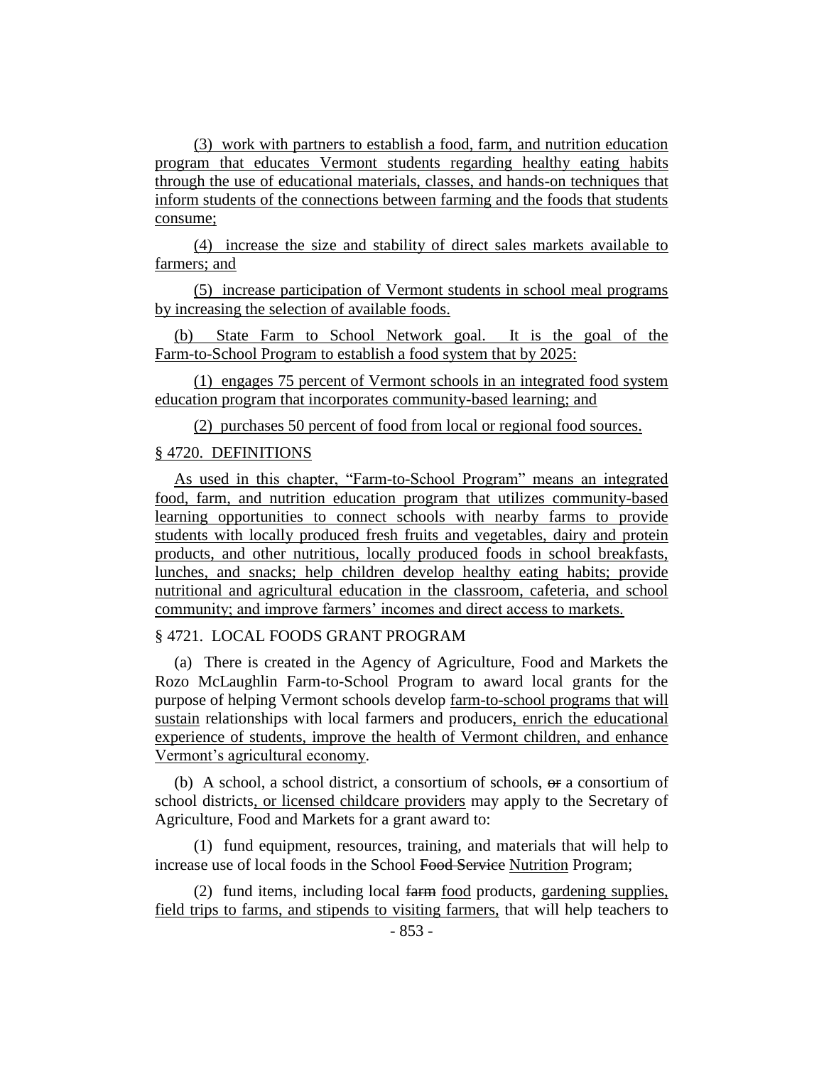(3) work with partners to establish a food, farm, and nutrition education program that educates Vermont students regarding healthy eating habits through the use of educational materials, classes, and hands-on techniques that inform students of the connections between farming and the foods that students consume;

(4) increase the size and stability of direct sales markets available to farmers; and

(5) increase participation of Vermont students in school meal programs by increasing the selection of available foods.

(b) State Farm to School Network goal. It is the goal of the Farm-to-School Program to establish a food system that by 2025:

(1) engages 75 percent of Vermont schools in an integrated food system education program that incorporates community-based learning; and

(2) purchases 50 percent of food from local or regional food sources.

§ 4720. DEFINITIONS

As used in this chapter, "Farm-to-School Program" means an integrated food, farm, and nutrition education program that utilizes community-based learning opportunities to connect schools with nearby farms to provide students with locally produced fresh fruits and vegetables, dairy and protein products, and other nutritious, locally produced foods in school breakfasts, lunches, and snacks; help children develop healthy eating habits; provide nutritional and agricultural education in the classroom, cafeteria, and school community; and improve farmers' incomes and direct access to markets.

§ 4721. LOCAL FOODS GRANT PROGRAM

(a) There is created in the Agency of Agriculture, Food and Markets the Rozo McLaughlin Farm-to-School Program to award local grants for the purpose of helping Vermont schools develop farm-to-school programs that will sustain relationships with local farmers and producers, enrich the educational experience of students, improve the health of Vermont children, and enhance Vermont's agricultural economy.

(b) A school, a school district, a consortium of schools, ~~or~~ a consortium of school districts, or licensed childcare providers may apply to the Secretary of Agriculture, Food and Markets for a grant award to:

(1) fund equipment, resources, training, and materials that will help to increase use of local foods in the School ~~Food Service~~ Nutrition Program;

(2) fund items, including local ~~farm~~ food products, gardening supplies, field trips to farms, and stipends to visiting farmers, that will help teachers to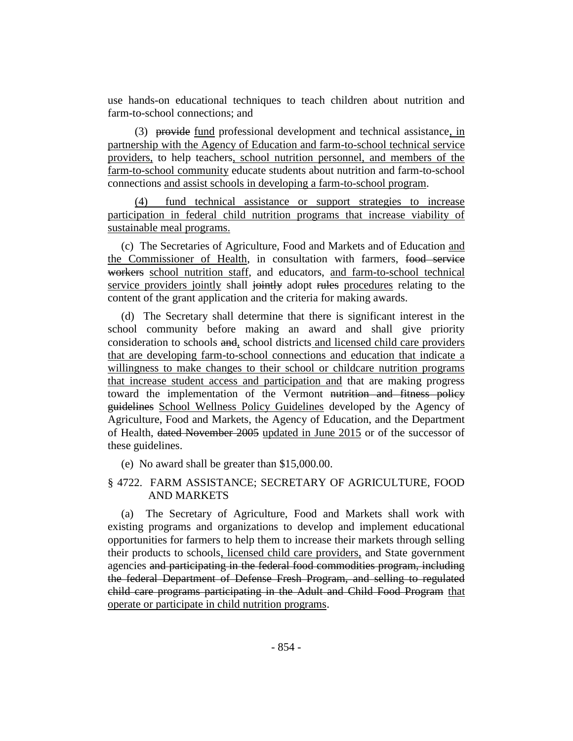use hands-on educational techniques to teach children about nutrition and farm-to-school connections; and

(3) ~~provide~~ <u>fund</u> professional development and technical assistance<u>, in partnership with the Agency of Education and farm-to-school technical service providers,</u> to help teachers<u>, school nutrition personnel, and members of the farm-to-school community</u> educate students about nutrition and farm-to-school connections <u>and assist schools in developing a farm-to-school program</u>.

<u>(4) fund technical assistance or support strategies to increase participation in federal child nutrition programs that increase viability of sustainable meal programs.</u>

(c) The Secretaries of Agriculture, Food and Markets and of Education <u>and the Commissioner of Health</u>, in consultation with farmers, ~~food service workers~~ <u>school nutrition staff</u>, and educators, <u>and farm-to-school technical service providers jointly</u> shall ~~jointly~~ adopt ~~rules~~ <u>procedures</u> relating to the content of the grant application and the criteria for making awards.

(d) The Secretary shall determine that there is significant interest in the school community before making an award and shall give priority consideration to schools ~~and~~<u>,</u> school districts<u> and licensed child care providers that are developing farm-to-school connections and education that indicate a willingness to make changes to their school or childcare nutrition programs that increase student access and participation and</u> that are making progress toward the implementation of the Vermont ~~nutrition and fitness policy guidelines~~ <u>School Wellness Policy Guidelines</u> developed by the Agency of Agriculture, Food and Markets, the Agency of Education, and the Department of Health, ~~dated November 2005~~ <u>updated in June 2015</u> or of the successor of these guidelines.

(e) No award shall be greater than $15,000.00.

§ 4722. FARM ASSISTANCE; SECRETARY OF AGRICULTURE, FOOD AND MARKETS

(a) The Secretary of Agriculture, Food and Markets shall work with existing programs and organizations to develop and implement educational opportunities for farmers to help them to increase their markets through selling their products to schools<u>, licensed child care providers,</u> and State government agencies ~~and participating in the federal food commodities program, including the federal Department of Defense Fresh Program, and selling to regulated child care programs participating in the Adult and Child Food Program~~ <u>that operate or participate in child nutrition programs</u>.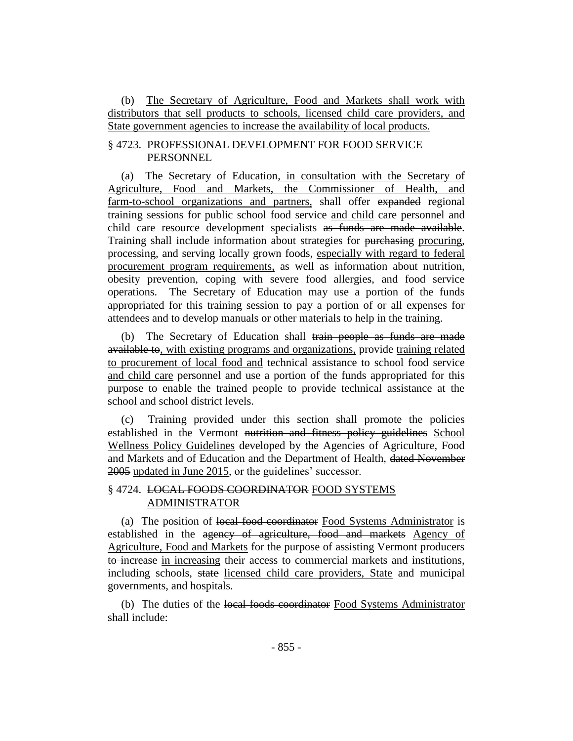(b) The Secretary of Agriculture, Food and Markets shall work with distributors that sell products to schools, licensed child care providers, and State government agencies to increase the availability of local products.

§ 4723. PROFESSIONAL DEVELOPMENT FOR FOOD SERVICE PERSONNEL

(a) The Secretary of Education, in consultation with the Secretary of Agriculture, Food and Markets, the Commissioner of Health, and farm-to-school organizations and partners, shall offer ~~expanded~~ regional training sessions for public school food service and child care personnel and child care resource development specialists ~~as funds are made available~~. Training shall include information about strategies for ~~purchasing~~ procuring, processing, and serving locally grown foods, especially with regard to federal procurement program requirements, as well as information about nutrition, obesity prevention, coping with severe food allergies, and food service operations. The Secretary of Education may use a portion of the funds appropriated for this training session to pay a portion of or all expenses for attendees and to develop manuals or other materials to help in the training.

(b) The Secretary of Education shall ~~train people as funds are made available to~~, with existing programs and organizations, provide training related to procurement of local food and technical assistance to school food service and child care personnel and use a portion of the funds appropriated for this purpose to enable the trained people to provide technical assistance at the school and school district levels.

(c) Training provided under this section shall promote the policies established in the Vermont ~~nutrition and fitness policy guidelines~~ School Wellness Policy Guidelines developed by the Agencies of Agriculture, Food and Markets and of Education and the Department of Health, ~~dated November 2005~~ updated in June 2015, or the guidelines' successor.

§ 4724. ~~LOCAL FOODS COORDINATOR~~ FOOD SYSTEMS ADMINISTRATOR

(a) The position of ~~local food coordinator~~ Food Systems Administrator is established in the ~~agency of agriculture, food and markets~~ Agency of Agriculture, Food and Markets for the purpose of assisting Vermont producers ~~to increase~~ in increasing their access to commercial markets and institutions, including schools, ~~state~~ licensed child care providers, State and municipal governments, and hospitals.

(b) The duties of the ~~local foods coordinator~~ Food Systems Administrator shall include: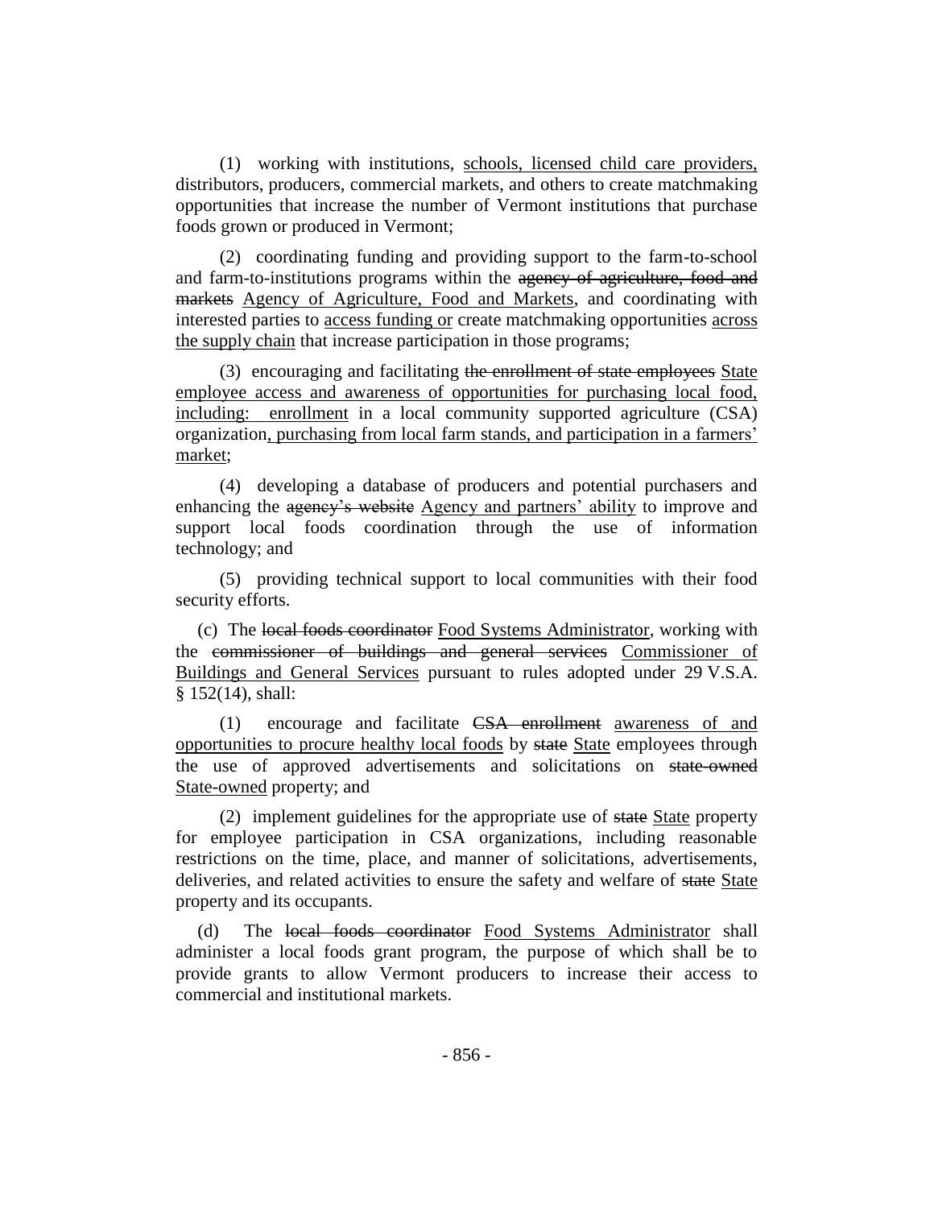(1) working with institutions, schools, licensed child care providers, distributors, producers, commercial markets, and others to create matchmaking opportunities that increase the number of Vermont institutions that purchase foods grown or produced in Vermont;

(2) coordinating funding and providing support to the farm-to-school and farm-to-institutions programs within the ~~agency of agriculture, food and markets~~ Agency of Agriculture, Food and Markets, and coordinating with interested parties to access funding or create matchmaking opportunities across the supply chain that increase participation in those programs;

(3) encouraging and facilitating ~~the enrollment of state employees~~ State employee access and awareness of opportunities for purchasing local food, including: enrollment in a local community supported agriculture (CSA) organization, purchasing from local farm stands, and participation in a farmers' market;

(4) developing a database of producers and potential purchasers and enhancing the ~~agency's website~~ Agency and partners' ability to improve and support local foods coordination through the use of information technology; and

(5) providing technical support to local communities with their food security efforts.

(c) The ~~local foods coordinator~~ Food Systems Administrator, working with the ~~commissioner of buildings and general services~~ Commissioner of Buildings and General Services pursuant to rules adopted under 29 V.S.A. § 152(14), shall:

(1) encourage and facilitate ~~CSA enrollment~~ awareness of and opportunities to procure healthy local foods by ~~state~~ State employees through the use of approved advertisements and solicitations on ~~state-owned~~ State-owned property; and

(2) implement guidelines for the appropriate use of ~~state~~ State property for employee participation in CSA organizations, including reasonable restrictions on the time, place, and manner of solicitations, advertisements, deliveries, and related activities to ensure the safety and welfare of ~~state~~ State property and its occupants.

(d) The ~~local foods coordinator~~ Food Systems Administrator shall administer a local foods grant program, the purpose of which shall be to provide grants to allow Vermont producers to increase their access to commercial and institutional markets.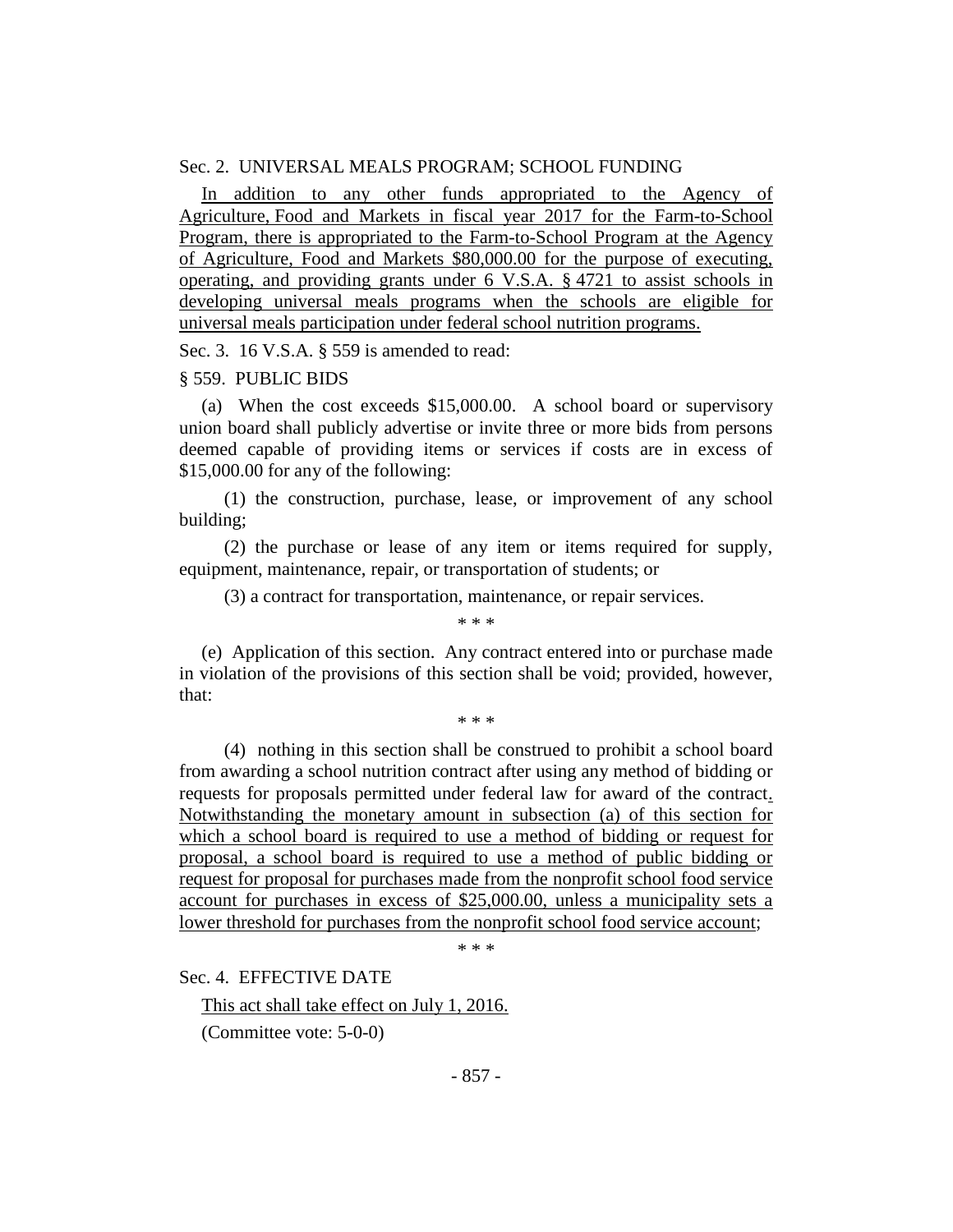Sec. 2. UNIVERSAL MEALS PROGRAM; SCHOOL FUNDING

In addition to any other funds appropriated to the Agency of Agriculture, Food and Markets in fiscal year 2017 for the Farm-to-School Program, there is appropriated to the Farm-to-School Program at the Agency of Agriculture, Food, and Markets $80,000.00 for the purpose of executing, operating, and providing grants under 6 V.S.A. § 4721 to assist schools in developing universal meals programs when the schools are eligible for universal meals participation under federal school nutrition programs.

Sec. 3. 16 V.S.A. § 559 is amended to read:

§ 559. PUBLIC BIDS

(a) When the cost exceeds $15,000.00. A school board or supervisory union board shall publicly advertise or invite three or more bids from persons deemed capable of providing items or services if costs are in excess of $15,000.00 for any of the following:

(1) the construction, purchase, lease, or improvement of any school building;

(2) the purchase or lease of any item or items required for supply, equipment, maintenance, repair, or transportation of students; or

(3) a contract for transportation, maintenance, or repair services.

\* \* \*

(e) Application of this section. Any contract entered into or purchase made in violation of the provisions of this section shall be void; provided, however, that:

\* \* \*

(4) nothing in this section shall be construed to prohibit a school board from awarding a school nutrition contract after using any method of bidding or requests for proposals permitted under federal law for award of the contract. Notwithstanding the monetary amount in subsection (a) of this section for which a school board is required to use a method of bidding or request for proposal, a school board is required to use a method of public bidding or request for proposal for purchases made from the nonprofit school food service account for purchases in excess of $25,000.00, unless a municipality sets a lower threshold for purchases from the nonprofit school food service account;

\* \* \*

Sec. 4. EFFECTIVE DATE

This act shall take effect on July 1, 2016.

(Committee vote: 5-0-0)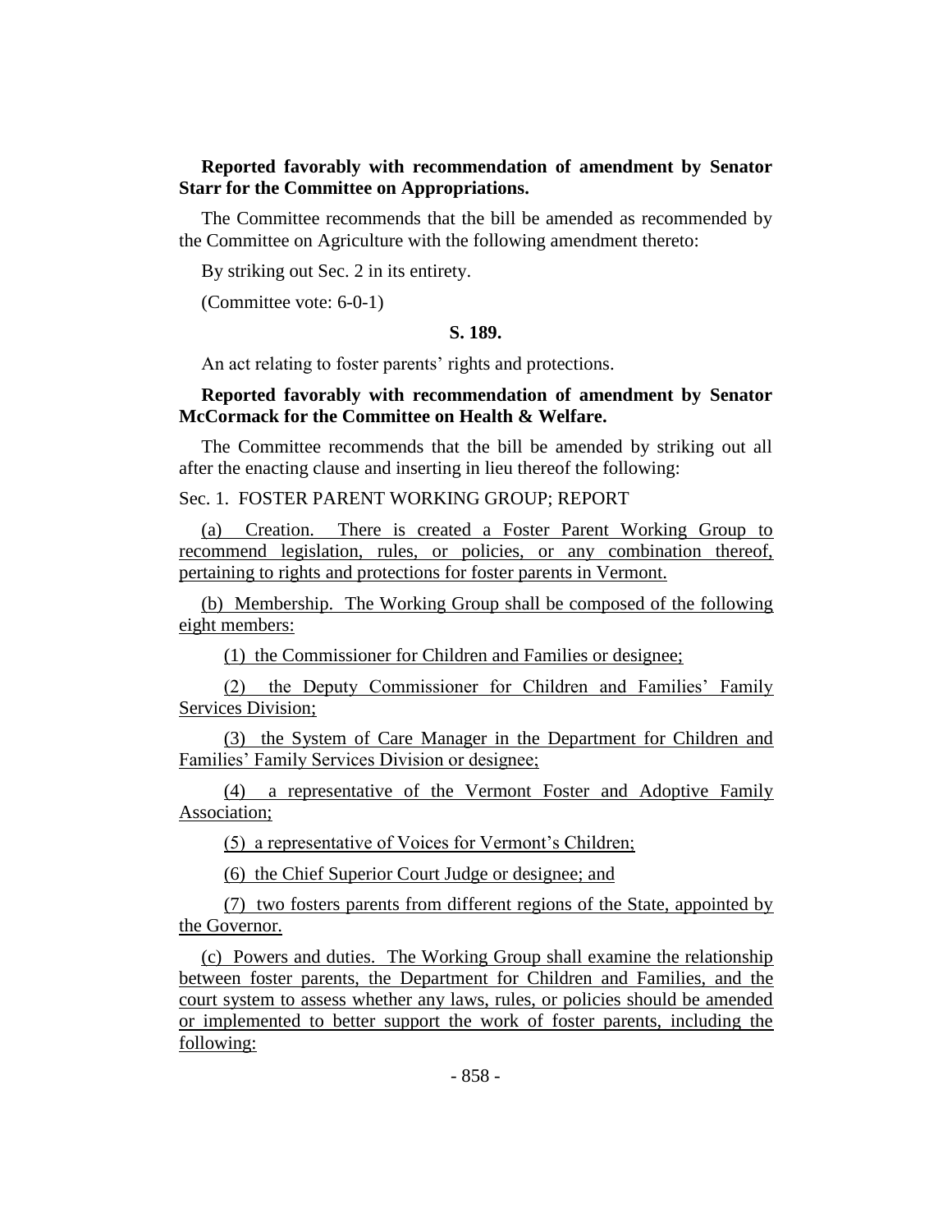**Reported favorably with recommendation of amendment by Senator Starr for the Committee on Appropriations.**

The Committee recommends that the bill be amended as recommended by the Committee on Agriculture with the following amendment thereto:

By striking out Sec. 2 in its entirety.

(Committee vote: 6-0-1)

**S. 189.**

An act relating to foster parents' rights and protections.

**Reported favorably with recommendation of amendment by Senator McCormack for the Committee on Health & Welfare.**

The Committee recommends that the bill be amended by striking out all after the enacting clause and inserting in lieu thereof the following:

Sec. 1. FOSTER PARENT WORKING GROUP; REPORT

(a) Creation. There is created a Foster Parent Working Group to recommend legislation, rules, or policies, or any combination thereof, pertaining to rights and protections for foster parents in Vermont.

(b) Membership. The Working Group shall be composed of the following eight members:

(1) the Commissioner for Children and Families or designee;

(2) the Deputy Commissioner for Children and Families' Family Services Division;

(3) the System of Care Manager in the Department for Children and Families' Family Services Division or designee;

(4) a representative of the Vermont Foster and Adoptive Family Association;

(5) a representative of Voices for Vermont's Children;

(6) the Chief Superior Court Judge or designee; and

(7) two fosters parents from different regions of the State, appointed by the Governor.

(c) Powers and duties. The Working Group shall examine the relationship between foster parents, the Department for Children and Families, and the court system to assess whether any laws, rules, or policies should be amended or implemented to better support the work of foster parents, including the following: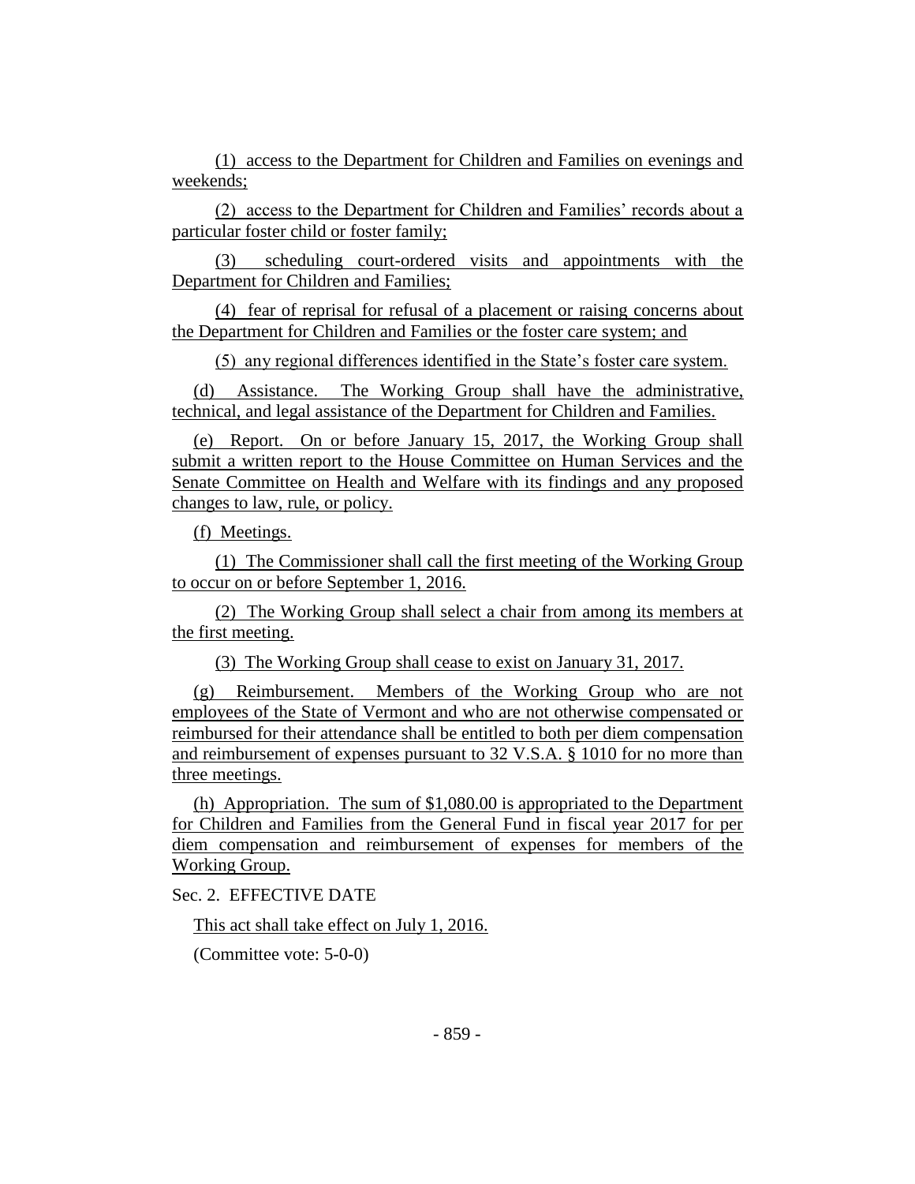(1) access to the Department for Children and Families on evenings and weekends;

(2) access to the Department for Children and Families' records about a particular foster child or foster family;

(3) scheduling court-ordered visits and appointments with the Department for Children and Families;

(4) fear of reprisal for refusal of a placement or raising concerns about the Department for Children and Families or the foster care system; and

(5) any regional differences identified in the State's foster care system.

(d) Assistance. The Working Group shall have the administrative, technical, and legal assistance of the Department for Children and Families.

(e) Report. On or before January 15, 2017, the Working Group shall submit a written report to the House Committee on Human Services and the Senate Committee on Health and Welfare with its findings and any proposed changes to law, rule, or policy.

(f) Meetings.

(1) The Commissioner shall call the first meeting of the Working Group to occur on or before September 1, 2016.

(2) The Working Group shall select a chair from among its members at the first meeting.

(3) The Working Group shall cease to exist on January 31, 2017.

(g) Reimbursement. Members of the Working Group who are not employees of the State of Vermont and who are not otherwise compensated or reimbursed for their attendance shall be entitled to both per diem compensation and reimbursement of expenses pursuant to 32 V.S.A. § 1010 for no more than three meetings.

(h) Appropriation. The sum of $1,080.00 is appropriated to the Department for Children and Families from the General Fund in fiscal year 2017 for per diem compensation and reimbursement of expenses for members of the Working Group.

Sec. 2. EFFECTIVE DATE

This act shall take effect on July 1, 2016.

(Committee vote: 5-0-0)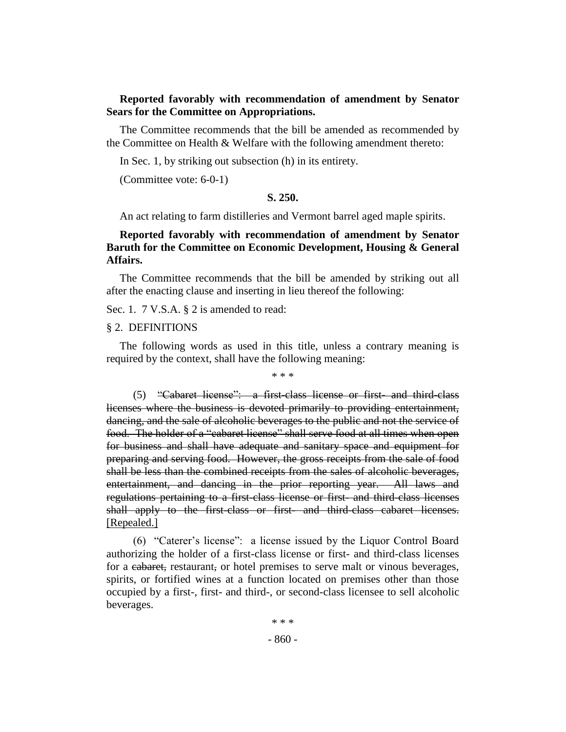**Reported favorably with recommendation of amendment by Senator Sears for the Committee on Appropriations.**

The Committee recommends that the bill be amended as recommended by the Committee on Health & Welfare with the following amendment thereto:

In Sec. 1, by striking out subsection (h) in its entirety.

(Committee vote: 6-0-1)

**S. 250.**

An act relating to farm distilleries and Vermont barrel aged maple spirits.

**Reported favorably with recommendation of amendment by Senator Baruth for the Committee on Economic Development, Housing & General Affairs.**

The Committee recommends that the bill be amended by striking out all after the enacting clause and inserting in lieu thereof the following:

Sec. 1. 7 V.S.A. § 2 is amended to read:

§ 2. DEFINITIONS

The following words as used in this title, unless a contrary meaning is required by the context, shall have the following meaning:

\* \* \*

(5) ~~"Cabaret license": a first-class license or first- and third-class licenses where the business is devoted primarily to providing entertainment, dancing, and the sale of alcoholic beverages to the public and not the service of food. The holder of a "cabaret license" shall serve food at all times when open for business and shall have adequate and sanitary space and equipment for preparing and serving food. However, the gross receipts from the sale of food shall be less than the combined receipts from the sales of alcoholic beverages, entertainment, and dancing in the prior reporting year. All laws and regulations pertaining to a first-class license or first- and third-class licenses shall apply to the first-class or first- and third-class cabaret licenses.~~ <u>[Repealed.]</u>

(6) "Caterer's license": a license issued by the Liquor Control Board authorizing the holder of a first-class license or first- and third-class licenses for a ~~cabaret,~~ restaurant~~,~~ or hotel premises to serve malt or vinous beverages, spirits, or fortified wines at a function located on premises other than those occupied by a first-, first- and third-, or second-class licensee to sell alcoholic beverages.

\* \* \*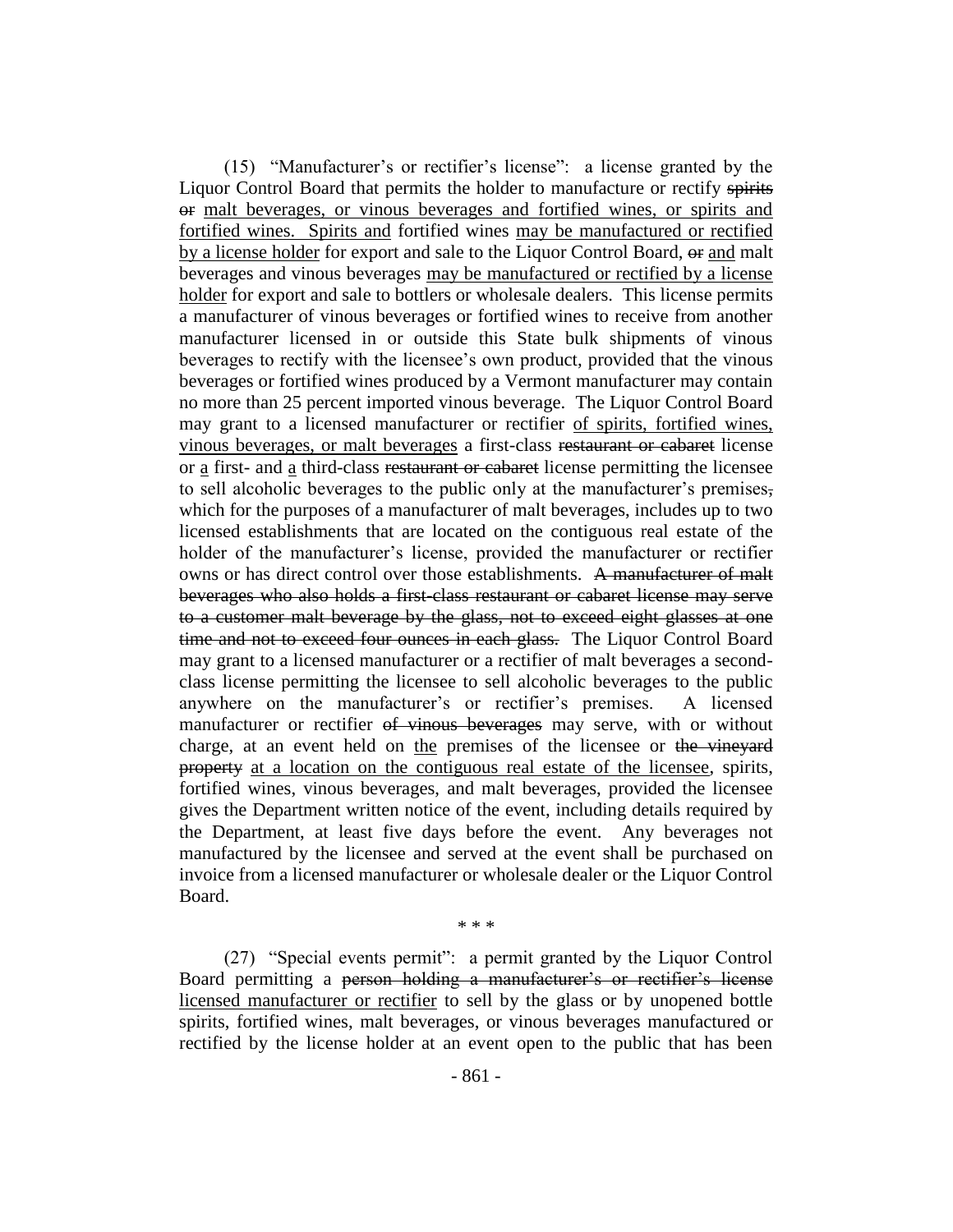(15) "Manufacturer's or rectifier's license": a license granted by the Liquor Control Board that permits the holder to manufacture or rectify ~~spirits or~~ malt beverages, or vinous beverages and fortified wines, or spirits and fortified wines. Spirits and fortified wines may be manufactured or rectified by a license holder for export and sale to the Liquor Control Board, ~~or~~ and malt beverages and vinous beverages may be manufactured or rectified by a license holder for export and sale to bottlers or wholesale dealers. This license permits a manufacturer of vinous beverages or fortified wines to receive from another manufacturer licensed in or outside this State bulk shipments of vinous beverages to rectify with the licensee's own product, provided that the vinous beverages or fortified wines produced by a Vermont manufacturer may contain no more than 25 percent imported vinous beverage. The Liquor Control Board may grant to a licensed manufacturer or rectifier of spirits, fortified wines, vinous beverages, or malt beverages a first-class ~~restaurant or cabaret~~ license or a first- and a third-class ~~restaurant or cabaret~~ license permitting the licensee to sell alcoholic beverages to the public only at the manufacturer's premises~~,~~ which for the purposes of a manufacturer of malt beverages, includes up to two licensed establishments that are located on the contiguous real estate of the holder of the manufacturer's license, provided the manufacturer or rectifier owns or has direct control over those establishments. ~~A manufacturer of malt beverages who also holds a first-class restaurant or cabaret license may serve to a customer malt beverage by the glass, not to exceed eight glasses at one time and not to exceed four ounces in each glass.~~ The Liquor Control Board may grant to a licensed manufacturer or a rectifier of malt beverages a second-class license permitting the licensee to sell alcoholic beverages to the public anywhere on the manufacturer's or rectifier's premises. A licensed manufacturer or rectifier ~~of vinous beverages~~ may serve, with or without charge, at an event held on the premises of the licensee or ~~the vineyard property~~ at a location on the contiguous real estate of the licensee, spirits, fortified wines, vinous beverages, and malt beverages, provided the licensee gives the Department written notice of the event, including details required by the Department, at least five days before the event. Any beverages not manufactured by the licensee and served at the event shall be purchased on invoice from a licensed manufacturer or wholesale dealer or the Liquor Control Board.

\* \* \*

(27) "Special events permit": a permit granted by the Liquor Control Board permitting a ~~person holding a manufacturer's or rectifier's license~~ licensed manufacturer or rectifier to sell by the glass or by unopened bottle spirits, fortified wines, malt beverages, or vinous beverages manufactured or rectified by the license holder at an event open to the public that has been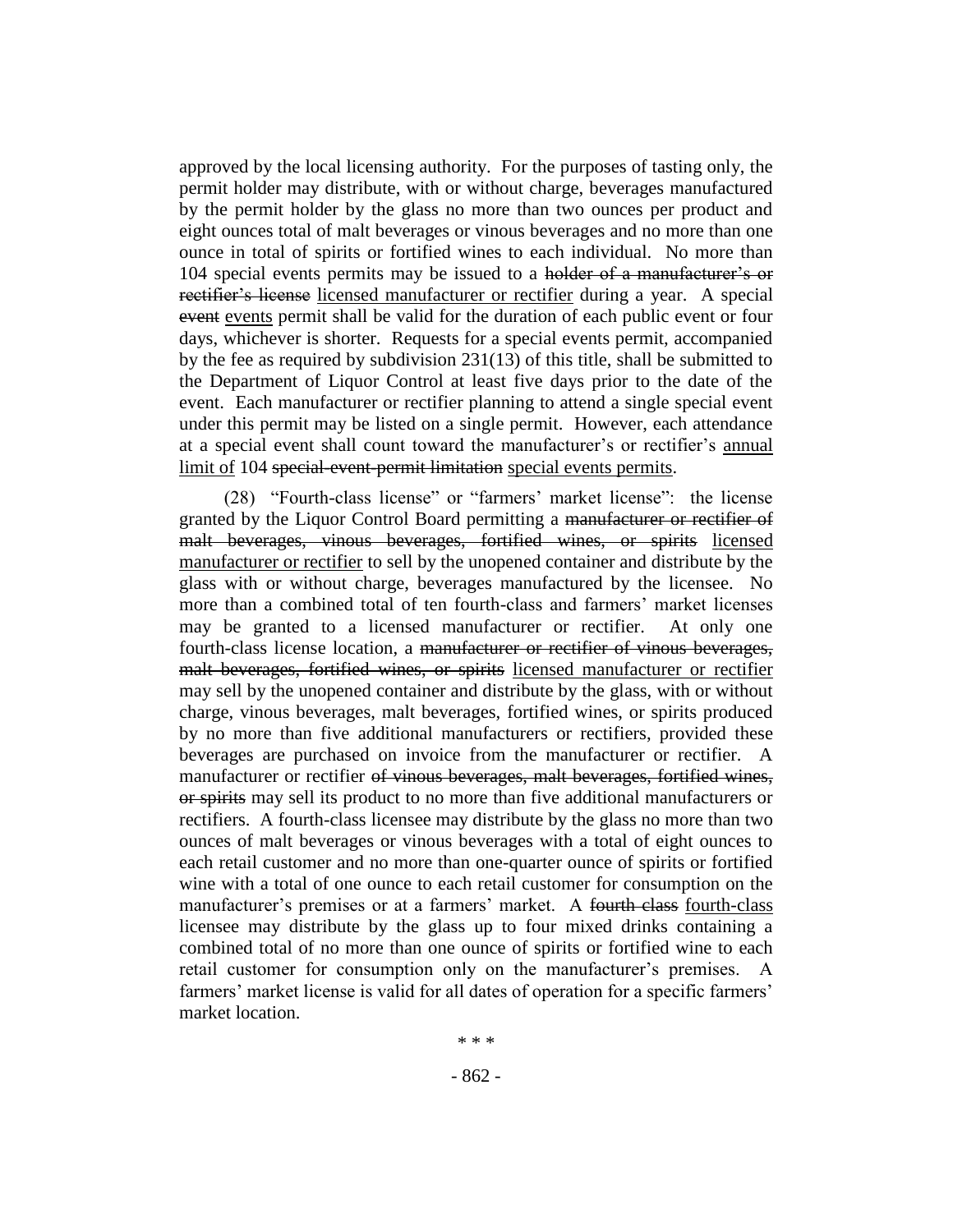approved by the local licensing authority. For the purposes of tasting only, the permit holder may distribute, with or without charge, beverages manufactured by the permit holder by the glass no more than two ounces per product and eight ounces total of malt beverages or vinous beverages and no more than one ounce in total of spirits or fortified wines to each individual. No more than 104 special events permits may be issued to a ~~holder of a manufacturer's or rectifier's license~~ licensed manufacturer or rectifier during a year. A special ~~event~~ events permit shall be valid for the duration of each public event or four days, whichever is shorter. Requests for a special events permit, accompanied by the fee as required by subdivision 231(13) of this title, shall be submitted to the Department of Liquor Control at least five days prior to the date of the event. Each manufacturer or rectifier planning to attend a single special event under this permit may be listed on a single permit. However, each attendance at a special event shall count toward the manufacturer's or rectifier's annual limit of 104 ~~special-event-permit limitation~~ special events permits.

(28) "Fourth-class license" or "farmers' market license": the license granted by the Liquor Control Board permitting a ~~manufacturer or rectifier of malt beverages, vinous beverages, fortified wines, or spirits~~ licensed manufacturer or rectifier to sell by the unopened container and distribute by the glass with or without charge, beverages manufactured by the licensee. No more than a combined total of ten fourth-class and farmers' market licenses may be granted to a licensed manufacturer or rectifier. At only one fourth-class license location, a ~~manufacturer or rectifier of vinous beverages, malt beverages, fortified wines, or spirits~~ licensed manufacturer or rectifier may sell by the unopened container and distribute by the glass, with or without charge, vinous beverages, malt beverages, fortified wines, or spirits produced by no more than five additional manufacturers or rectifiers, provided these beverages are purchased on invoice from the manufacturer or rectifier. A manufacturer or rectifier ~~of vinous beverages, malt beverages, fortified wines, or spirits~~ may sell its product to no more than five additional manufacturers or rectifiers. A fourth-class licensee may distribute by the glass no more than two ounces of malt beverages or vinous beverages with a total of eight ounces to each retail customer and no more than one-quarter ounce of spirits or fortified wine with a total of one ounce to each retail customer for consumption on the manufacturer's premises or at a farmers' market. A ~~fourth class~~ fourth-class licensee may distribute by the glass up to four mixed drinks containing a combined total of no more than one ounce of spirits or fortified wine to each retail customer for consumption only on the manufacturer's premises. A farmers' market license is valid for all dates of operation for a specific farmers' market location.

\* \* \*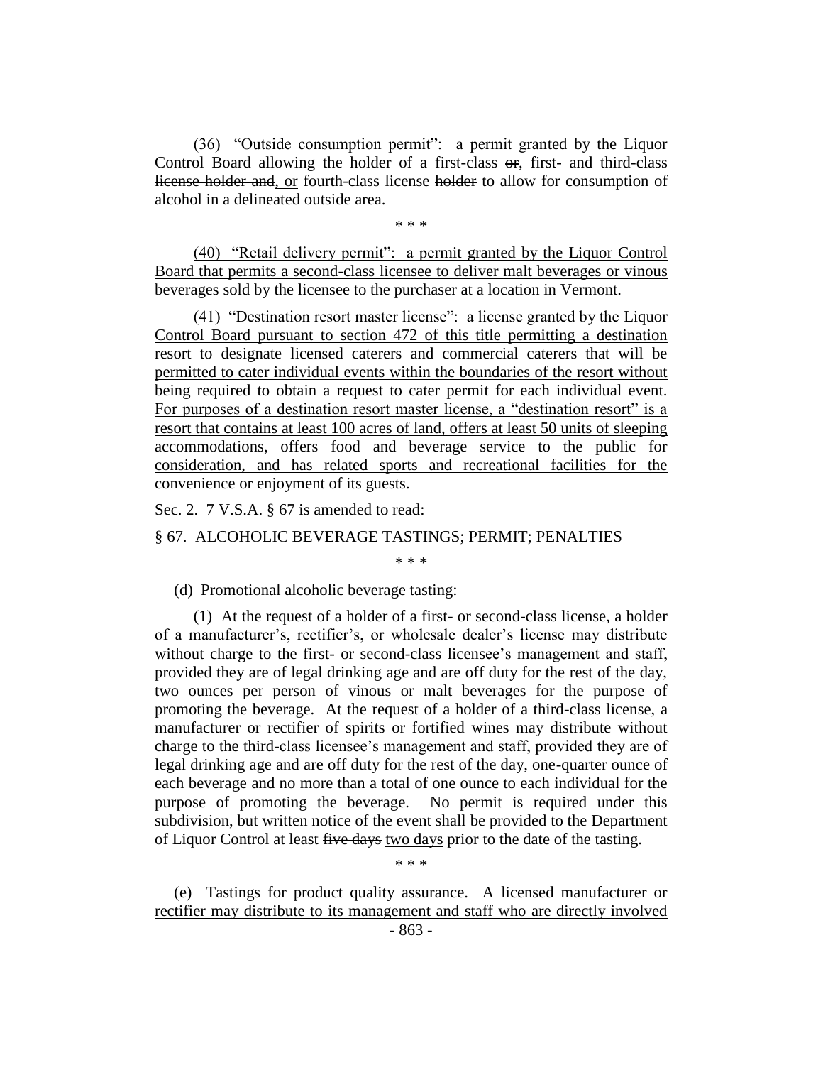(36) "Outside consumption permit": a permit granted by the Liquor Control Board allowing <u>the holder of</u> a first-class ~~or~~, <u>first-</u> and third-class ~~license holder and~~, <u>or</u> fourth-class license ~~holder~~ to allow for consumption of alcohol in a delineated outside area.

\* \* \*

<u>(40) "Retail delivery permit": a permit granted by the Liquor Control Board that permits a second-class licensee to deliver malt beverages or vinous beverages sold by the licensee to the purchaser at a location in Vermont.</u>

<u>(41) "Destination resort master license": a license granted by the Liquor Control Board pursuant to section 472 of this title permitting a destination resort to designate licensed caterers and commercial caterers that will be permitted to cater individual events within the boundaries of the resort without being required to obtain a request to cater permit for each individual event. For purposes of a destination resort master license, a "destination resort" is a resort that contains at least 100 acres of land, offers at least 50 units of sleeping accommodations, offers food and beverage service to the public for consideration, and has related sports and recreational facilities for the convenience or enjoyment of its guests.</u>

Sec. 2. 7 V.S.A. § 67 is amended to read:

§ 67. ALCOHOLIC BEVERAGE TASTINGS; PERMIT; PENALTIES

\* \* \*

(d) Promotional alcoholic beverage tasting:

(1) At the request of a holder of a first- or second-class license, a holder of a manufacturer's, rectifier's, or wholesale dealer's license may distribute without charge to the first- or second-class licensee's management and staff, provided they are of legal drinking age and are off duty for the rest of the day, two ounces per person of vinous or malt beverages for the purpose of promoting the beverage. At the request of a holder of a third-class license, a manufacturer or rectifier of spirits or fortified wines may distribute without charge to the third-class licensee's management and staff, provided they are of legal drinking age and are off duty for the rest of the day, one-quarter ounce of each beverage and no more than a total of one ounce to each individual for the purpose of promoting the beverage. No permit is required under this subdivision, but written notice of the event shall be provided to the Department of Liquor Control at least ~~five days~~ <u>two days</u> prior to the date of the tasting.

\* \* \*

(e) <u>Tastings for product quality assurance. A licensed manufacturer or rectifier may distribute to its management and staff who are directly involved</u>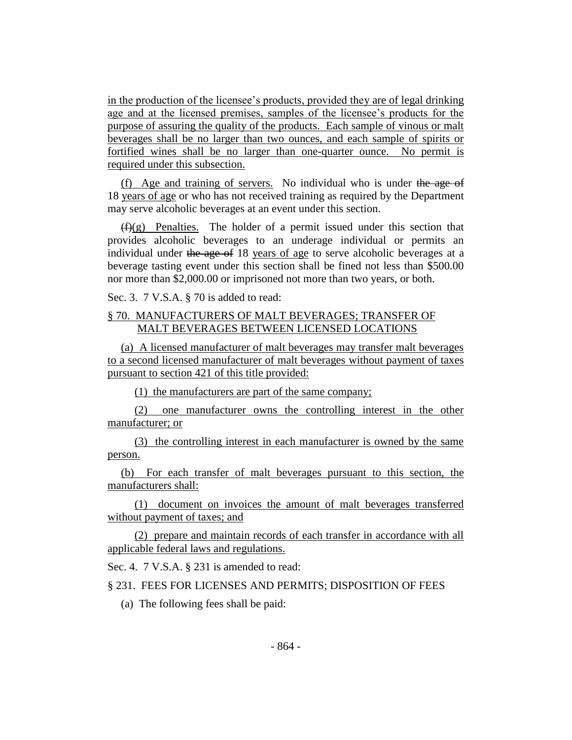in the production of the licensee's products, provided they are of legal drinking age and at the licensed premises, samples of the licensee's products for the purpose of assuring the quality of the products. Each sample of vinous or malt beverages shall be no larger than two ounces, and each sample of spirits or fortified wines shall be no larger than one-quarter ounce. No permit is required under this subsection.

(f) Age and training of servers. No individual who is under ~~the age of~~ 18 years of age or who has not received training as required by the Department may serve alcoholic beverages at an event under this section.

~~(f)~~(g) Penalties. The holder of a permit issued under this section that provides alcoholic beverages to an underage individual or permits an individual under ~~the age of~~ 18 years of age to serve alcoholic beverages at a beverage tasting event under this section shall be fined not less than $500.00 nor more than $2,000.00 or imprisoned not more than two years, or both.

Sec. 3. 7 V.S.A. § 70 is added to read:

§ 70. MANUFACTURERS OF MALT BEVERAGES; TRANSFER OF MALT BEVERAGES BETWEEN LICENSED LOCATIONS

(a) A licensed manufacturer of malt beverages may transfer malt beverages to a second licensed manufacturer of malt beverages without payment of taxes pursuant to section 421 of this title provided:

(1) the manufacturers are part of the same company;

(2) one manufacturer owns the controlling interest in the other manufacturer; or

(3) the controlling interest in each manufacturer is owned by the same person.

(b) For each transfer of malt beverages pursuant to this section, the manufacturers shall:

(1) document on invoices the amount of malt beverages transferred without payment of taxes; and

(2) prepare and maintain records of each transfer in accordance with all applicable federal laws and regulations.

Sec. 4. 7 V.S.A. § 231 is amended to read:

§ 231. FEES FOR LICENSES AND PERMITS; DISPOSITION OF FEES

(a) The following fees shall be paid: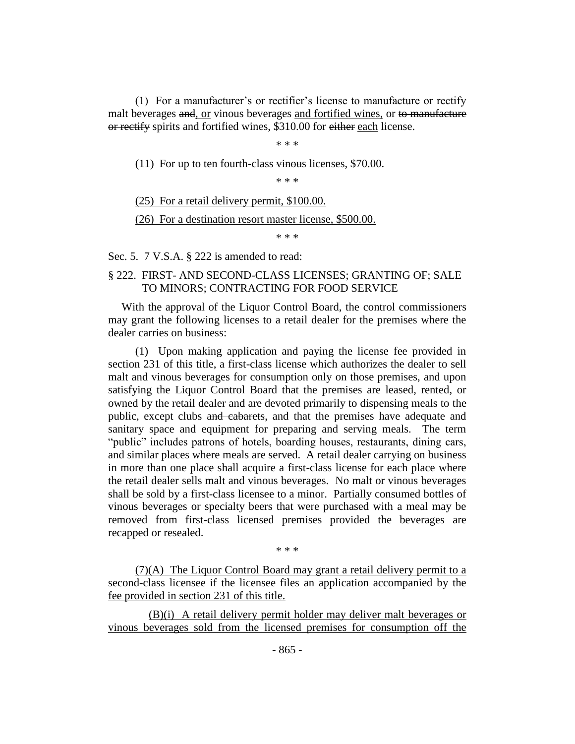(1) For a manufacturer's or rectifier's license to manufacture or rectify malt beverages ~~and~~, or vinous beverages <u>and fortified wines,</u> or ~~to manufacture or rectify~~ spirits and fortified wines, $310.00 for ~~either~~ <u>each</u> license.

\* \* \*

(11) For up to ten fourth-class ~~vinous~~ licenses, $70.00.

\* \* \*

<u>(25) For a retail delivery permit, $100.00.</u>

<u>(26) For a destination resort master license, $500.00.</u>

\* \* \*

Sec. 5. 7 V.S.A. § 222 is amended to read:

§ 222. FIRST- AND SECOND-CLASS LICENSES; GRANTING OF; SALE TO MINORS; CONTRACTING FOR FOOD SERVICE

With the approval of the Liquor Control Board, the control commissioners may grant the following licenses to a retail dealer for the premises where the dealer carries on business:

(1) Upon making application and paying the license fee provided in section 231 of this title, a first-class license which authorizes the dealer to sell malt and vinous beverages for consumption only on those premises, and upon satisfying the Liquor Control Board that the premises are leased, rented, or owned by the retail dealer and are devoted primarily to dispensing meals to the public, except clubs ~~and cabarets~~, and that the premises have adequate and sanitary space and equipment for preparing and serving meals. The term "public" includes patrons of hotels, boarding houses, restaurants, dining cars, and similar places where meals are served. A retail dealer carrying on business in more than one place shall acquire a first-class license for each place where the retail dealer sells malt and vinous beverages. No malt or vinous beverages shall be sold by a first-class licensee to a minor. Partially consumed bottles of vinous beverages or specialty beers that were purchased with a meal may be removed from first-class licensed premises provided the beverages are recapped or resealed.

\* \* \*

<u>(7)(A) The Liquor Control Board may grant a retail delivery permit to a second-class licensee if the licensee files an application accompanied by the fee provided in section 231 of this title.</u>

<u>(B)(i) A retail delivery permit holder may deliver malt beverages or vinous beverages sold from the licensed premises for consumption off the</u>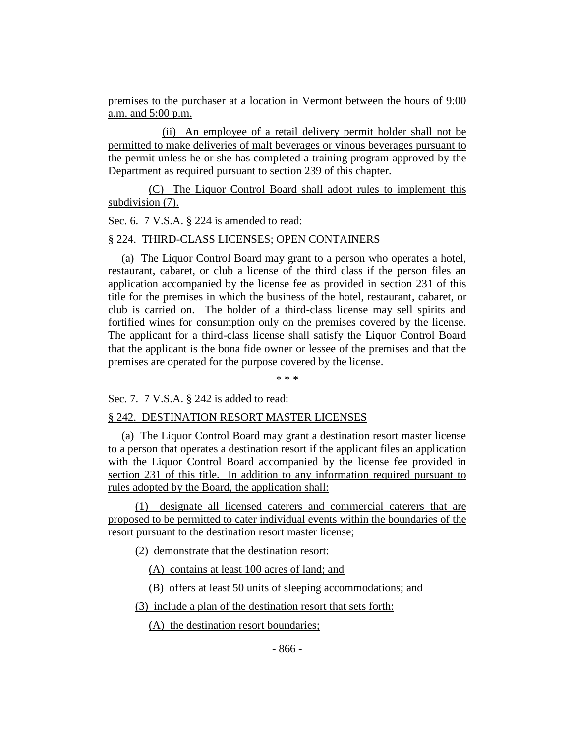premises to the purchaser at a location in Vermont between the hours of 9:00 a.m. and 5:00 p.m.

(ii) An employee of a retail delivery permit holder shall not be permitted to make deliveries of malt beverages or vinous beverages pursuant to the permit unless he or she has completed a training program approved by the Department as required pursuant to section 239 of this chapter.

(C) The Liquor Control Board shall adopt rules to implement this subdivision (7).

Sec. 6. 7 V.S.A. § 224 is amended to read:

§ 224. THIRD-CLASS LICENSES; OPEN CONTAINERS

(a) The Liquor Control Board may grant to a person who operates a hotel, restaurant, ~~cabaret~~, or club a license of the third class if the person files an application accompanied by the license fee as provided in section 231 of this title for the premises in which the business of the hotel, restaurant, ~~cabaret~~, or club is carried on. The holder of a third-class license may sell spirits and fortified wines for consumption only on the premises covered by the license. The applicant for a third-class license shall satisfy the Liquor Control Board that the applicant is the bona fide owner or lessee of the premises and that the premises are operated for the purpose covered by the license.

\* \* \*

Sec. 7. 7 V.S.A. § 242 is added to read:

§ 242. DESTINATION RESORT MASTER LICENSES

(a) The Liquor Control Board may grant a destination resort master license to a person that operates a destination resort if the applicant files an application with the Liquor Control Board accompanied by the license fee provided in section 231 of this title. In addition to any information required pursuant to rules adopted by the Board, the application shall:

(1) designate all licensed caterers and commercial caterers that are proposed to be permitted to cater individual events within the boundaries of the resort pursuant to the destination resort master license;

(2) demonstrate that the destination resort:

(A) contains at least 100 acres of land; and

(B) offers at least 50 units of sleeping accommodations; and

(3) include a plan of the destination resort that sets forth:

(A) the destination resort boundaries;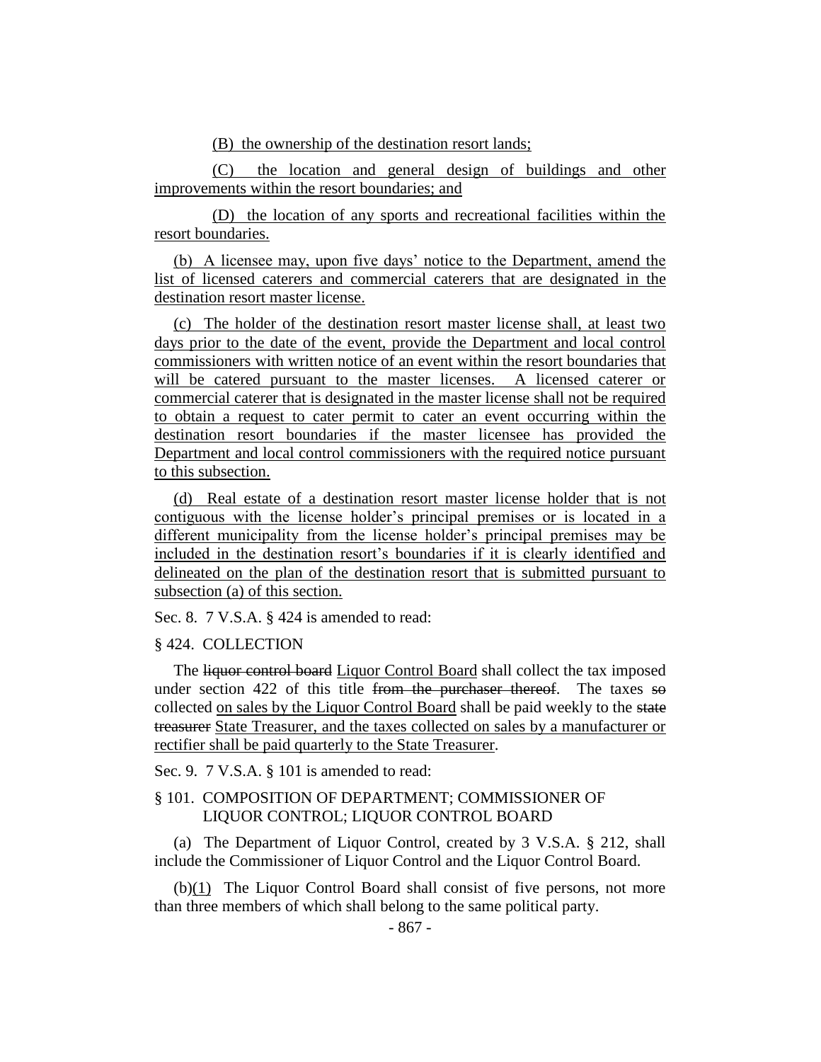(B) the ownership of the destination resort lands;

(C) the location and general design of buildings and other improvements within the resort boundaries; and

(D) the location of any sports and recreational facilities within the resort boundaries.

(b) A licensee may, upon five days' notice to the Department, amend the list of licensed caterers and commercial caterers that are designated in the destination resort master license.

(c) The holder of the destination resort master license shall, at least two days prior to the date of the event, provide the Department and local control commissioners with written notice of an event within the resort boundaries that will be catered pursuant to the master licenses. A licensed caterer or commercial caterer that is designated in the master license shall not be required to obtain a request to cater permit to cater an event occurring within the destination resort boundaries if the master licensee has provided the Department and local control commissioners with the required notice pursuant to this subsection.

(d) Real estate of a destination resort master license holder that is not contiguous with the license holder's principal premises or is located in a different municipality from the license holder's principal premises may be included in the destination resort's boundaries if it is clearly identified and delineated on the plan of the destination resort that is submitted pursuant to subsection (a) of this section.

Sec. 8. 7 V.S.A. § 424 is amended to read:

§ 424. COLLECTION

The ~~liquor control board~~ Liquor Control Board shall collect the tax imposed under section 422 of this title ~~from the purchaser thereof~~. The taxes ~~so~~ collected on sales by the Liquor Control Board shall be paid weekly to the ~~state treasurer~~ State Treasurer, and the taxes collected on sales by a manufacturer or rectifier shall be paid quarterly to the State Treasurer.

Sec. 9. 7 V.S.A. § 101 is amended to read:

§ 101. COMPOSITION OF DEPARTMENT; COMMISSIONER OF LIQUOR CONTROL; LIQUOR CONTROL BOARD

(a) The Department of Liquor Control, created by 3 V.S.A. § 212, shall include the Commissioner of Liquor Control and the Liquor Control Board.

(b)(1) The Liquor Control Board shall consist of five persons, not more than three members of which shall belong to the same political party.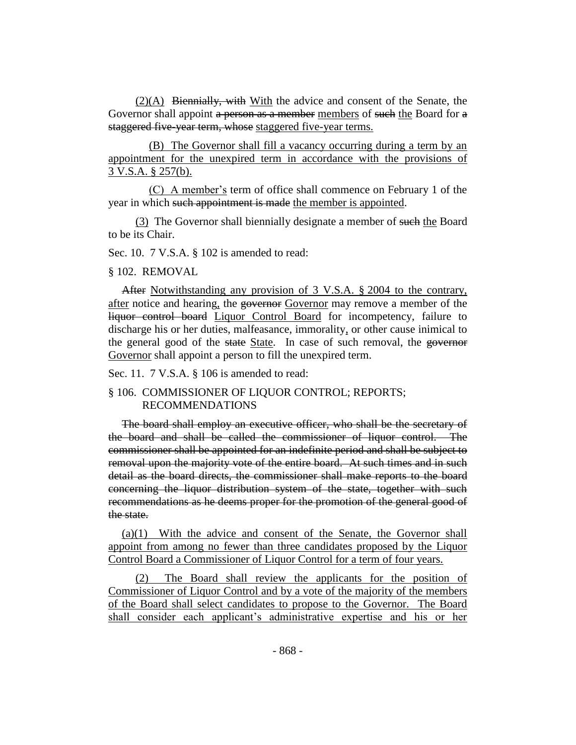(2)(A) ~~Biennially, with~~ With the advice and consent of the Senate, the Governor shall appoint ~~a person as a member~~ members of ~~such~~ the Board for ~~a staggered five-year term, whose~~ staggered five-year terms.

(B) The Governor shall fill a vacancy occurring during a term by an appointment for the unexpired term in accordance with the provisions of 3 V.S.A. § 257(b).

(C) A member's term of office shall commence on February 1 of the year in which ~~such appointment is made~~ the member is appointed.

(3) The Governor shall biennially designate a member of ~~such~~ the Board to be its Chair.

Sec. 10. 7 V.S.A. § 102 is amended to read:

§ 102. REMOVAL

~~After~~ Notwithstanding any provision of 3 V.S.A. § 2004 to the contrary, after notice and hearing, the ~~governor~~ Governor may remove a member of the ~~liquor control board~~ Liquor Control Board for incompetency, failure to discharge his or her duties, malfeasance, immorality, or other cause inimical to the general good of the ~~state~~ State. In case of such removal, the ~~governor~~ Governor shall appoint a person to fill the unexpired term.

Sec. 11. 7 V.S.A. § 106 is amended to read:

§ 106. COMMISSIONER OF LIQUOR CONTROL; REPORTS; RECOMMENDATIONS

~~The board shall employ an executive officer, who shall be the secretary of the board and shall be called the commissioner of liquor control. The commissioner shall be appointed for an indefinite period and shall be subject to removal upon the majority vote of the entire board. At such times and in such detail as the board directs, the commissioner shall make reports to the board concerning the liquor distribution system of the state, together with such recommendations as he deems proper for the promotion of the general good of the state.~~

(a)(1) With the advice and consent of the Senate, the Governor shall appoint from among no fewer than three candidates proposed by the Liquor Control Board a Commissioner of Liquor Control for a term of four years.

(2) The Board shall review the applicants for the position of Commissioner of Liquor Control and by a vote of the majority of the members of the Board shall select candidates to propose to the Governor. The Board shall consider each applicant's administrative expertise and his or her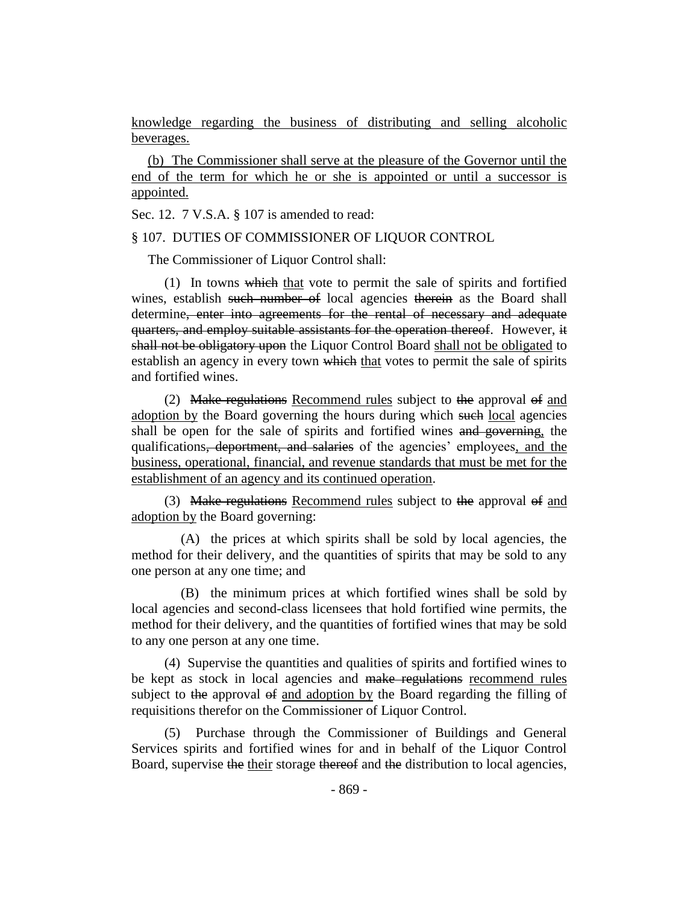knowledge regarding the business of distributing and selling alcoholic beverages.

(b) The Commissioner shall serve at the pleasure of the Governor until the end of the term for which he or she is appointed or until a successor is appointed.

Sec. 12. 7 V.S.A. § 107 is amended to read:

§ 107. DUTIES OF COMMISSIONER OF LIQUOR CONTROL

The Commissioner of Liquor Control shall:

(1) In towns ~~which~~ that vote to permit the sale of spirits and fortified wines, establish ~~such number of~~ local agencies ~~therein~~ as the Board shall determine~~, enter into agreements for the rental of necessary and adequate quarters, and employ suitable assistants for the operation thereof~~. However, ~~it shall not be obligatory upon~~ the Liquor Control Board shall not be obligated to establish an agency in every town ~~which~~ that votes to permit the sale of spirits and fortified wines.

(2) ~~Make regulations~~ Recommend rules subject to ~~the~~ approval ~~of~~ and adoption by the Board governing the hours during which ~~such~~ local agencies shall be open for the sale of spirits and fortified wines ~~and governing~~, the qualifications~~, deportment, and salaries~~ of the agencies' employees, and the business, operational, financial, and revenue standards that must be met for the establishment of an agency and its continued operation.

(3) ~~Make regulations~~ Recommend rules subject to ~~the~~ approval ~~of~~ and adoption by the Board governing:

(A) the prices at which spirits shall be sold by local agencies, the method for their delivery, and the quantities of spirits that may be sold to any one person at any one time; and

(B) the minimum prices at which fortified wines shall be sold by local agencies and second-class licensees that hold fortified wine permits, the method for their delivery, and the quantities of fortified wines that may be sold to any one person at any one time.

(4) Supervise the quantities and qualities of spirits and fortified wines to be kept as stock in local agencies and ~~make regulations~~ recommend rules subject to ~~the~~ approval ~~of~~ and adoption by the Board regarding the filling of requisitions therefor on the Commissioner of Liquor Control.

(5) Purchase through the Commissioner of Buildings and General Services spirits and fortified wines for and in behalf of the Liquor Control Board, supervise ~~the~~ their storage ~~thereof~~ and ~~the~~ distribution to local agencies,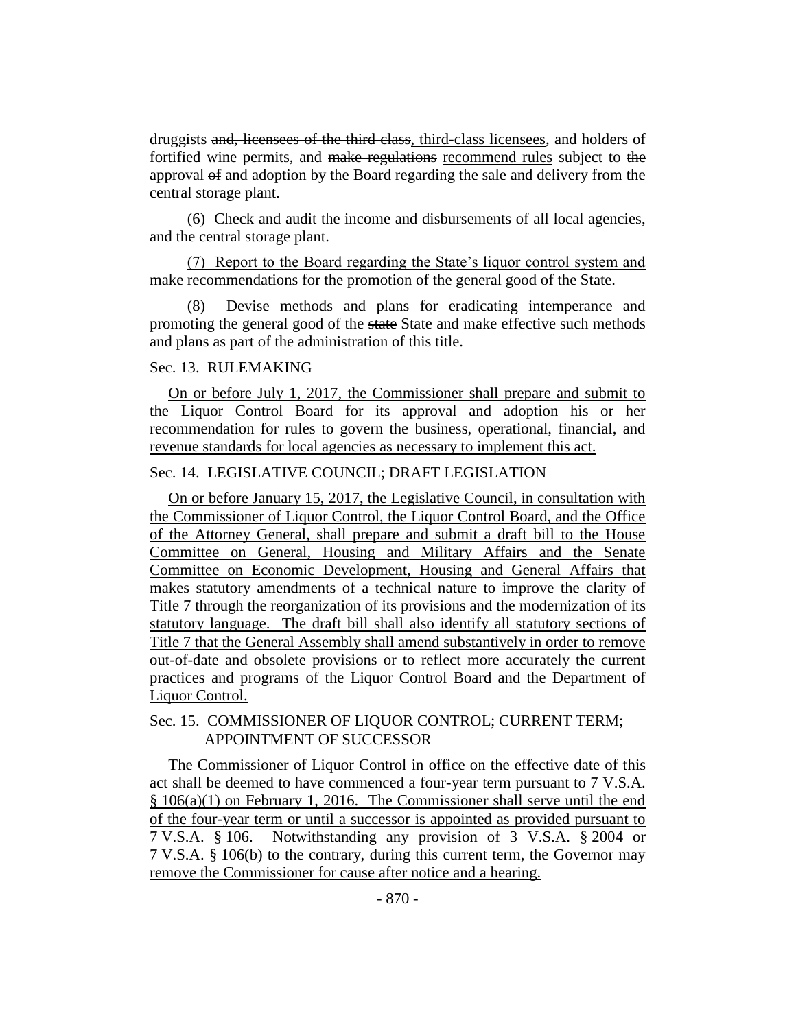druggists ~~and, licensees of the third class~~, third-class licensees, and holders of fortified wine permits, and ~~make regulations~~ recommend rules subject to ~~the~~ approval ~~of~~ and adoption by the Board regarding the sale and delivery from the central storage plant.

(6) Check and audit the income and disbursements of all local agencies~~,~~ and the central storage plant.

(7) Report to the Board regarding the State's liquor control system and make recommendations for the promotion of the general good of the State.

(8) Devise methods and plans for eradicating intemperance and promoting the general good of the ~~state~~ State and make effective such methods and plans as part of the administration of this title.

Sec. 13. RULEMAKING

On or before July 1, 2017, the Commissioner shall prepare and submit to the Liquor Control Board for its approval and adoption his or her recommendation for rules to govern the business, operational, financial, and revenue standards for local agencies as necessary to implement this act.

Sec. 14. LEGISLATIVE COUNCIL; DRAFT LEGISLATION

On or before January 15, 2017, the Legislative Council, in consultation with the Commissioner of Liquor Control, the Liquor Control Board, and the Office of the Attorney General, shall prepare and submit a draft bill to the House Committee on General, Housing and Military Affairs and the Senate Committee on Economic Development, Housing and General Affairs that makes statutory amendments of a technical nature to improve the clarity of Title 7 through the reorganization of its provisions and the modernization of its statutory language. The draft bill shall also identify all statutory sections of Title 7 that the General Assembly shall amend substantively in order to remove out-of-date and obsolete provisions or to reflect more accurately the current practices and programs of the Liquor Control Board and the Department of Liquor Control.

Sec. 15. COMMISSIONER OF LIQUOR CONTROL; CURRENT TERM; APPOINTMENT OF SUCCESSOR

The Commissioner of Liquor Control in office on the effective date of this act shall be deemed to have commenced a four-year term pursuant to 7 V.S.A. § 106(a)(1) on February 1, 2016. The Commissioner shall serve until the end of the four-year term or until a successor is appointed as provided pursuant to 7 V.S.A. § 106. Notwithstanding any provision of 3 V.S.A. § 2004 or 7 V.S.A. § 106(b) to the contrary, during this current term, the Governor may remove the Commissioner for cause after notice and a hearing.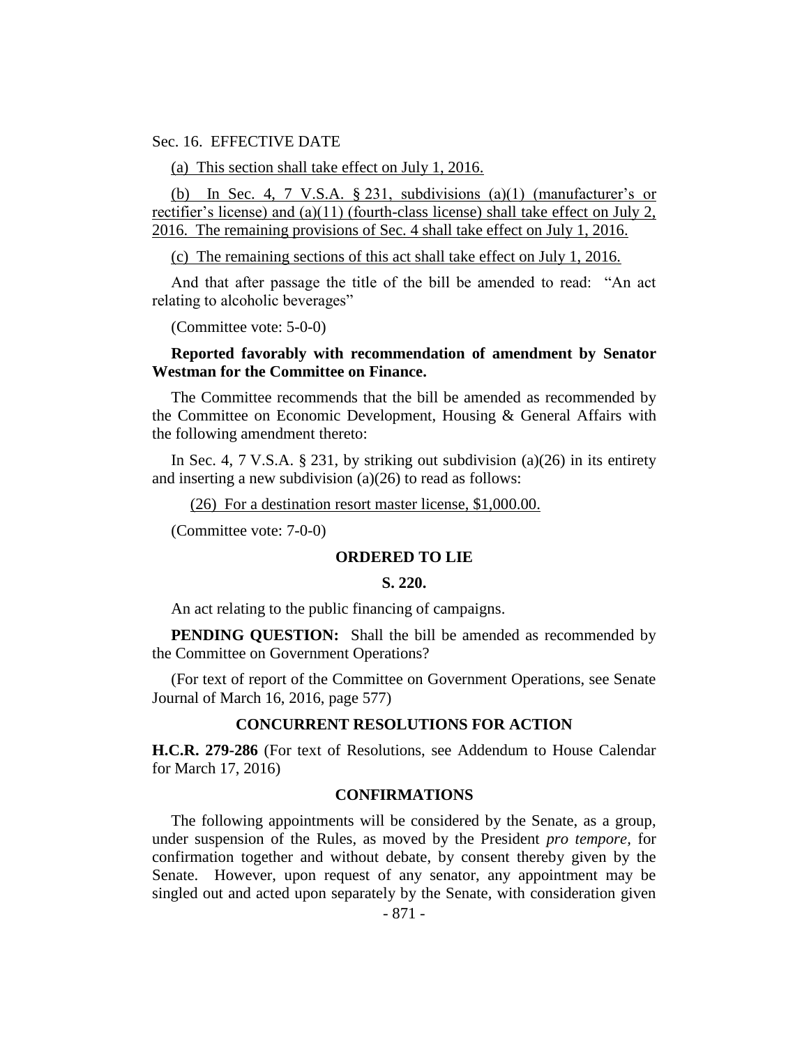Sec. 16. EFFECTIVE DATE

(a) This section shall take effect on July 1, 2016.

(b) In Sec. 4, 7 V.S.A. § 231, subdivisions (a)(1) (manufacturer's or rectifier's license) and (a)(11) (fourth-class license) shall take effect on July 2, 2016. The remaining provisions of Sec. 4 shall take effect on July 1, 2016.

(c) The remaining sections of this act shall take effect on July 1, 2016.

And that after passage the title of the bill be amended to read: "An act relating to alcoholic beverages"

(Committee vote: 5-0-0)

**Reported favorably with recommendation of amendment by Senator Westman for the Committee on Finance.**

The Committee recommends that the bill be amended as recommended by the Committee on Economic Development, Housing & General Affairs with the following amendment thereto:

In Sec. 4, 7 V.S.A. § 231, by striking out subdivision (a)(26) in its entirety and inserting a new subdivision (a)(26) to read as follows:

(26) For a destination resort master license, $1,000.00.

(Committee vote: 7-0-0)

## ORDERED TO LIE

### S. 220.

An act relating to the public financing of campaigns.

**PENDING QUESTION:** Shall the bill be amended as recommended by the Committee on Government Operations?

(For text of report of the Committee on Government Operations, see Senate Journal of March 16, 2016, page 577)

## CONCURRENT RESOLUTIONS FOR ACTION

**H.C.R. 279-286** (For text of Resolutions, see Addendum to House Calendar for March 17, 2016)

## CONFIRMATIONS

The following appointments will be considered by the Senate, as a group, under suspension of the Rules, as moved by the President *pro tempore,* for confirmation together and without debate, by consent thereby given by the Senate. However, upon request of any senator, any appointment may be singled out and acted upon separately by the Senate, with consideration given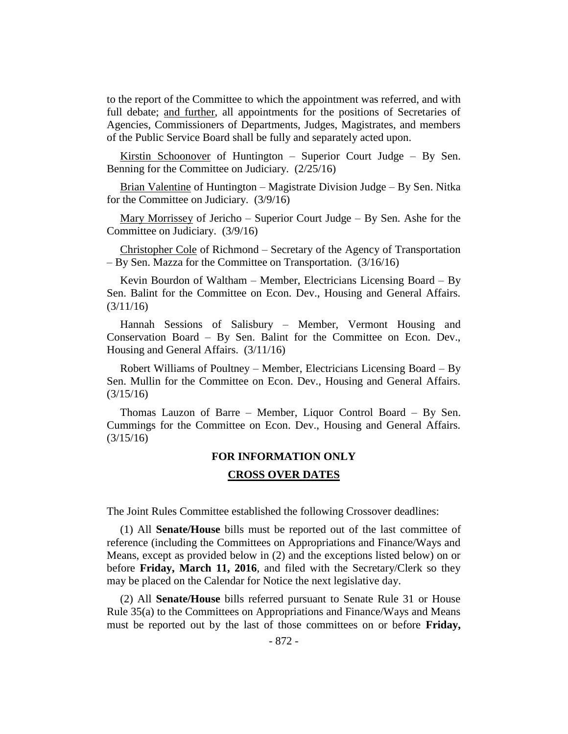to the report of the Committee to which the appointment was referred, and with full debate; <u>and further</u>, all appointments for the positions of Secretaries of Agencies, Commissioners of Departments, Judges, Magistrates, and members of the Public Service Board shall be fully and separately acted upon.

<u>Kirstin Schoonover</u> of Huntington – Superior Court Judge – By Sen. Benning for the Committee on Judiciary. (2/25/16)

<u>Brian Valentine</u> of Huntington – Magistrate Division Judge – By Sen. Nitka for the Committee on Judiciary. (3/9/16)

<u>Mary Morrissey</u> of Jericho – Superior Court Judge – By Sen. Ashe for the Committee on Judiciary. (3/9/16)

<u>Christopher Cole</u> of Richmond – Secretary of the Agency of Transportation – By Sen. Mazza for the Committee on Transportation. (3/16/16)

Kevin Bourdon of Waltham – Member, Electricians Licensing Board – By Sen. Balint for the Committee on Econ. Dev., Housing and General Affairs. (3/11/16)

Hannah Sessions of Salisbury – Member, Vermont Housing and Conservation Board – By Sen. Balint for the Committee on Econ. Dev., Housing and General Affairs. (3/11/16)

Robert Williams of Poultney – Member, Electricians Licensing Board – By Sen. Mullin for the Committee on Econ. Dev., Housing and General Affairs. (3/15/16)

Thomas Lauzon of Barre – Member, Liquor Control Board – By Sen. Cummings for the Committee on Econ. Dev., Housing and General Affairs. (3/15/16)

## FOR INFORMATION ONLY

## <u>CROSS OVER DATES</u>

The Joint Rules Committee established the following Crossover deadlines:

(1) All **Senate/House** bills must be reported out of the last committee of reference (including the Committees on Appropriations and Finance/Ways and Means, except as provided below in (2) and the exceptions listed below) on or before **Friday, March 11, 2016**, and filed with the Secretary/Clerk so they may be placed on the Calendar for Notice the next legislative day.

(2) All **Senate/House** bills referred pursuant to Senate Rule 31 or House Rule 35(a) to the Committees on Appropriations and Finance/Ways and Means must be reported out by the last of those committees on or before **Friday,**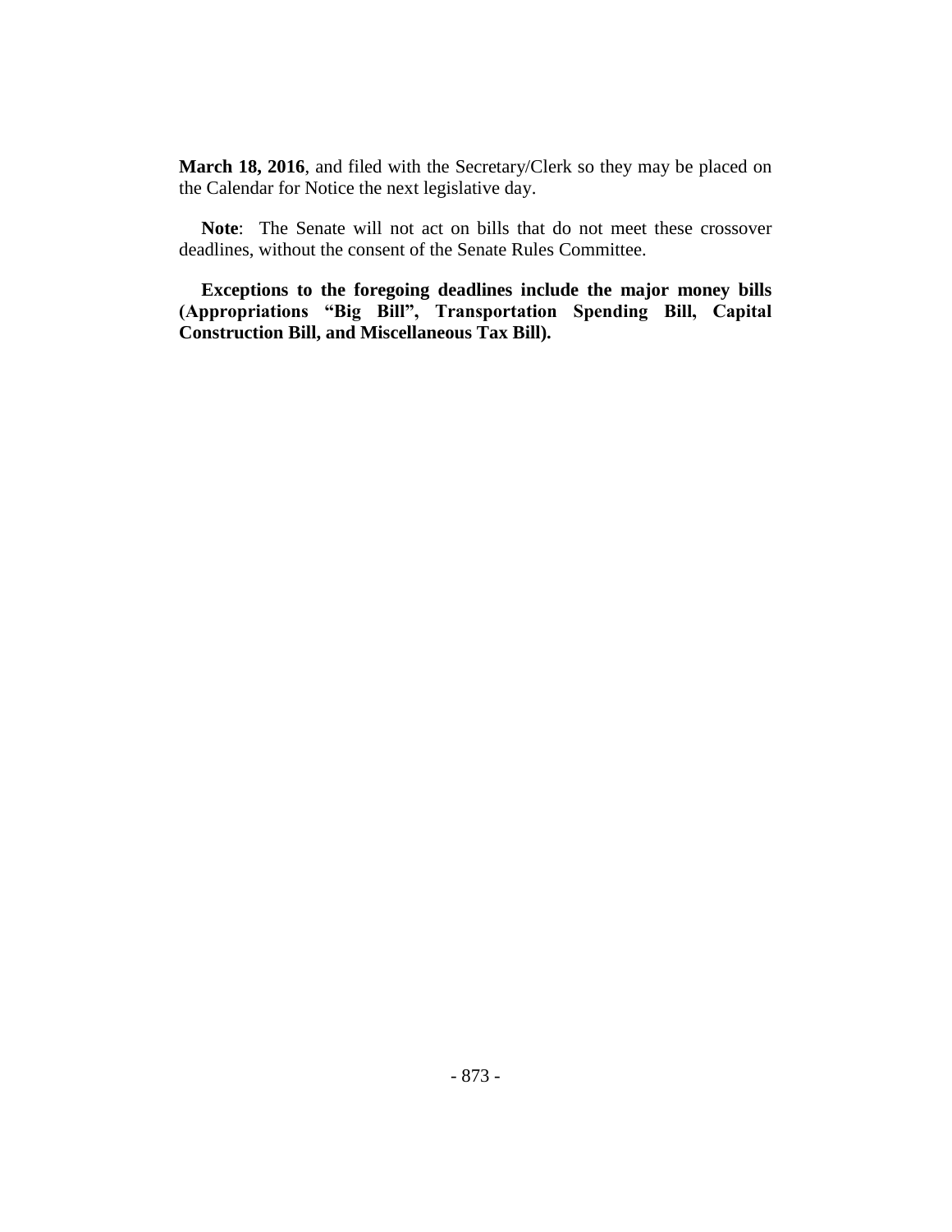**March 18, 2016**, and filed with the Secretary/Clerk so they may be placed on the Calendar for Notice the next legislative day.

**Note**: The Senate will not act on bills that do not meet these crossover deadlines, without the consent of the Senate Rules Committee.

**Exceptions to the foregoing deadlines include the major money bills (Appropriations "Big Bill", Transportation Spending Bill, Capital Construction Bill, and Miscellaneous Tax Bill).**